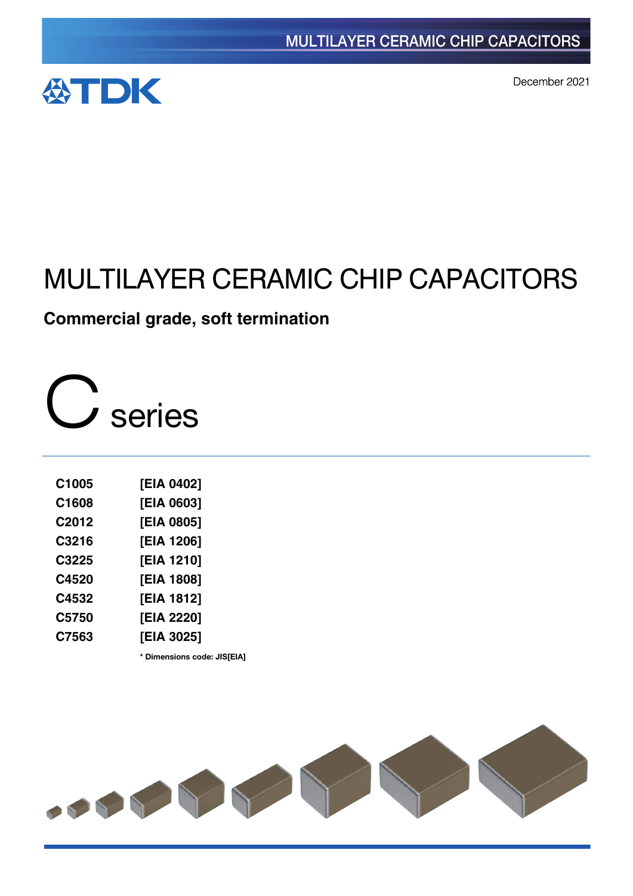MULTILAYER CERAMIC CHIP CAPACITORS

TDK

December 2021

# MULTILAYER CERAMIC CHIP CAPACITORS

## Commercial grade, soft termination

# C series

| | |
|---|---|
| **C1005** | **[EIA 0402]** |
| **C1608** | **[EIA 0603]** |
| **C2012** | **[EIA 0805]** |
| **C3216** | **[EIA 1206]** |
| **C3225** | **[EIA 1210]** |
| **C4520** | **[EIA 1808]** |
| **C4532** | **[EIA 1812]** |
| **C5750** | **[EIA 2220]** |
| **C7563** | **[EIA 3025]** |

**\* Dimensions code: JIS[EIA]**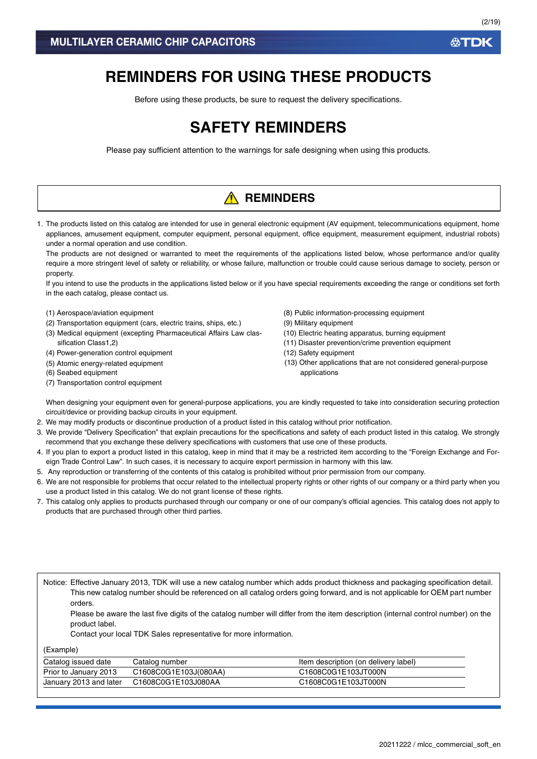# REMINDERS FOR USING THESE PRODUCTS

Before using these products, be sure to request the delivery specifications.

# SAFETY REMINDERS

Please pay sufficient attention to the warnings for safe designing when using this products.

## ⚠ REMINDERS

1. The products listed on this catalog are intended for use in general electronic equipment (AV equipment, telecommunications equipment, home appliances, amusement equipment, computer equipment, personal equipment, office equipment, measurement equipment, industrial robots) under a normal operation and use condition.
   The products are not designed or warranted to meet the requirements of the applications listed below, whose performance and/or quality require a more stringent level of safety or reliability, or whose failure, malfunction or trouble could cause serious damage to society, person or property.
   If you intend to use the products in the applications listed below or if you have special requirements exceeding the range or conditions set forth in the each catalog, please contact us.

   (1) Aerospace/aviation equipment
   (2) Transportation equipment (cars, electric trains, ships, etc.)
   (3) Medical equipment (excepting Pharmaceutical Affairs Law classification Class1,2)
   (4) Power-generation control equipment
   (5) Atomic energy-related equipment
   (6) Seabed equipment
   (7) Transportation control equipment
   (8) Public information-processing equipment
   (9) Military equipment
   (10) Electric heating apparatus, burning equipment
   (11) Disaster prevention/crime prevention equipment
   (12) Safety equipment
   (13) Other applications that are not considered general-purpose applications

   When designing your equipment even for general-purpose applications, you are kindly requested to take into consideration securing protection circuit/device or providing backup circuits in your equipment.
2. We may modify products or discontinue production of a product listed in this catalog without prior notification.
3. We provide "Delivery Specification" that explain precautions for the specifications and safety of each product listed in this catalog. We strongly recommend that you exchange these delivery specifications with customers that use one of these products.
4. If you plan to export a product listed in this catalog, keep in mind that it may be a restricted item according to the "Foreign Exchange and Foreign Trade Control Law". In such cases, it is necessary to acquire export permission in harmony with this law.
5. Any reproduction or transferring of the contents of this catalog is prohibited without prior permission from our company.
6. We are not responsible for problems that occur related to the intellectual property rights or other rights of our company or a third party when you use a product listed in this catalog. We do not grant license of these rights.
7. This catalog only applies to products purchased through our company or one of our company's official agencies. This catalog does not apply to products that are purchased through other third parties.

Notice: Effective January 2013, TDK will use a new catalog number which adds product thickness and packaging specification detail. This new catalog number should be referenced on all catalog orders going forward, and is not applicable for OEM part number orders.
Please be aware the last five digits of the catalog number will differ from the item description (internal control number) on the product label.
Contact your local TDK Sales representative for more information.

(Example)

| Catalog issued date | Catalog number | Item description (on delivery label) |
|---|---|---|
| Prior to January 2013 | C1608C0G1E103J(080AA) | C1608C0G1E103JT000N |
| January 2013 and later | C1608C0G1E103J080AA | C1608C0G1E103JT000N |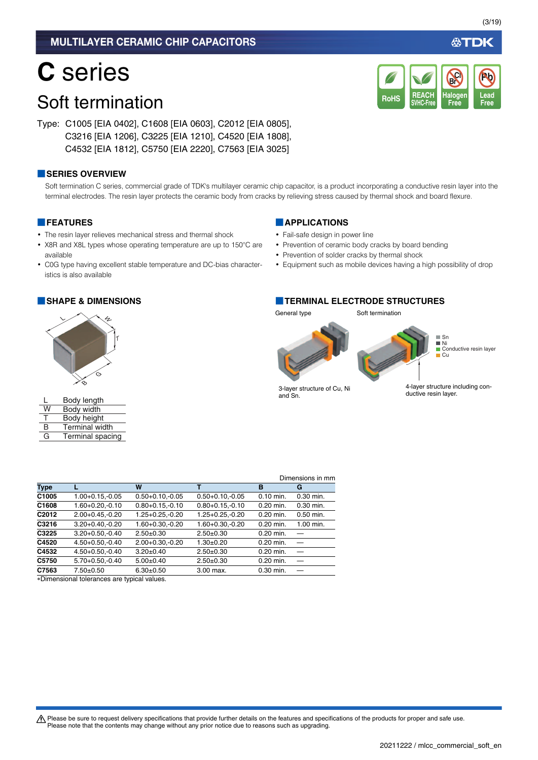# C series

## Soft termination

Type: C1005 [EIA 0402], C1608 [EIA 0603], C2012 [EIA 0805], C3216 [EIA 1206], C3225 [EIA 1210], C4520 [EIA 1808], C4532 [EIA 1812], C5750 [EIA 2220], C7563 [EIA 3025]

RoHS | REACH SVHC-Free | Halogen Free | Lead Free

### SERIES OVERVIEW

Soft termination C series, commercial grade of TDK's multilayer ceramic chip capacitor, is a product incorporating a conductive resin layer into the terminal electrodes. The resin layer protects the ceramic body from cracks by relieving stress caused by thermal shock and board flexure.

### FEATURES

- The resin layer relieves mechanical stress and thermal shock
- X8R and X8L types whose operating temperature are up to 150°C are available
- C0G type having excellent stable temperature and DC-bias characteristics is also available

### APPLICATIONS

- Fail-safe design in power line
- Prevention of ceramic body cracks by board bending
- Prevention of solder cracks by thermal shock
- Equipment such as mobile devices having a high possibility of drop

### SHAPE & DIMENSIONS

| | |
|---|---|
| L | Body length |
| W | Body width |
| T | Body height |
| B | Terminal width |
| G | Terminal spacing |

### TERMINAL ELECTRODE STRUCTURES

General type: 3-layer structure of Cu, Ni and Sn.

Soft termination: 4-layer structure including conductive resin layer.

Sn / Ni / Conductive resin layer / Cu

Dimensions in mm

| Type | L | W | T | B | G |
|---|---|---|---|---|---|
| C1005 | 1.00+0.15,-0.05 | 0.50+0.10,-0.05 | 0.50+0.10,-0.05 | 0.10 min. | 0.30 min. |
| C1608 | 1.60+0.20,-0.10 | 0.80+0.15,-0.10 | 0.80+0.15,-0.10 | 0.20 min. | 0.30 min. |
| C2012 | 2.00+0.45,-0.20 | 1.25+0.25,-0.20 | 1.25+0.25,-0.20 | 0.20 min. | 0.50 min. |
| C3216 | 3.20+0.40,-0.20 | 1.60+0.30,-0.20 | 1.60+0.30,-0.20 | 0.20 min. | 1.00 min. |
| C3225 | 3.20+0.50,-0.40 | 2.50±0.30 | 2.50±0.30 | 0.20 min. | — |
| C4520 | 4.50+0.50,-0.40 | 2.00+0.30,-0.20 | 1.30±0.20 | 0.20 min. | — |
| C4532 | 4.50+0.50,-0.40 | 3.20±0.40 | 2.50±0.30 | 0.20 min. | — |
| C5750 | 5.70+0.50,-0.40 | 5.00±0.40 | 2.50±0.30 | 0.20 min. | — |
| C7563 | 7.50±0.50 | 6.30±0.50 | 3.00 max. | 0.30 min. | — |

*Dimensional tolerances are typical values.

⚠ Please be sure to request delivery specifications that provide further details on the features and specifications of the products for proper and safe use.
Please note that the contents may change without any prior notice due to reasons such as upgrading.

20211222 / mlcc_commercial_soft_en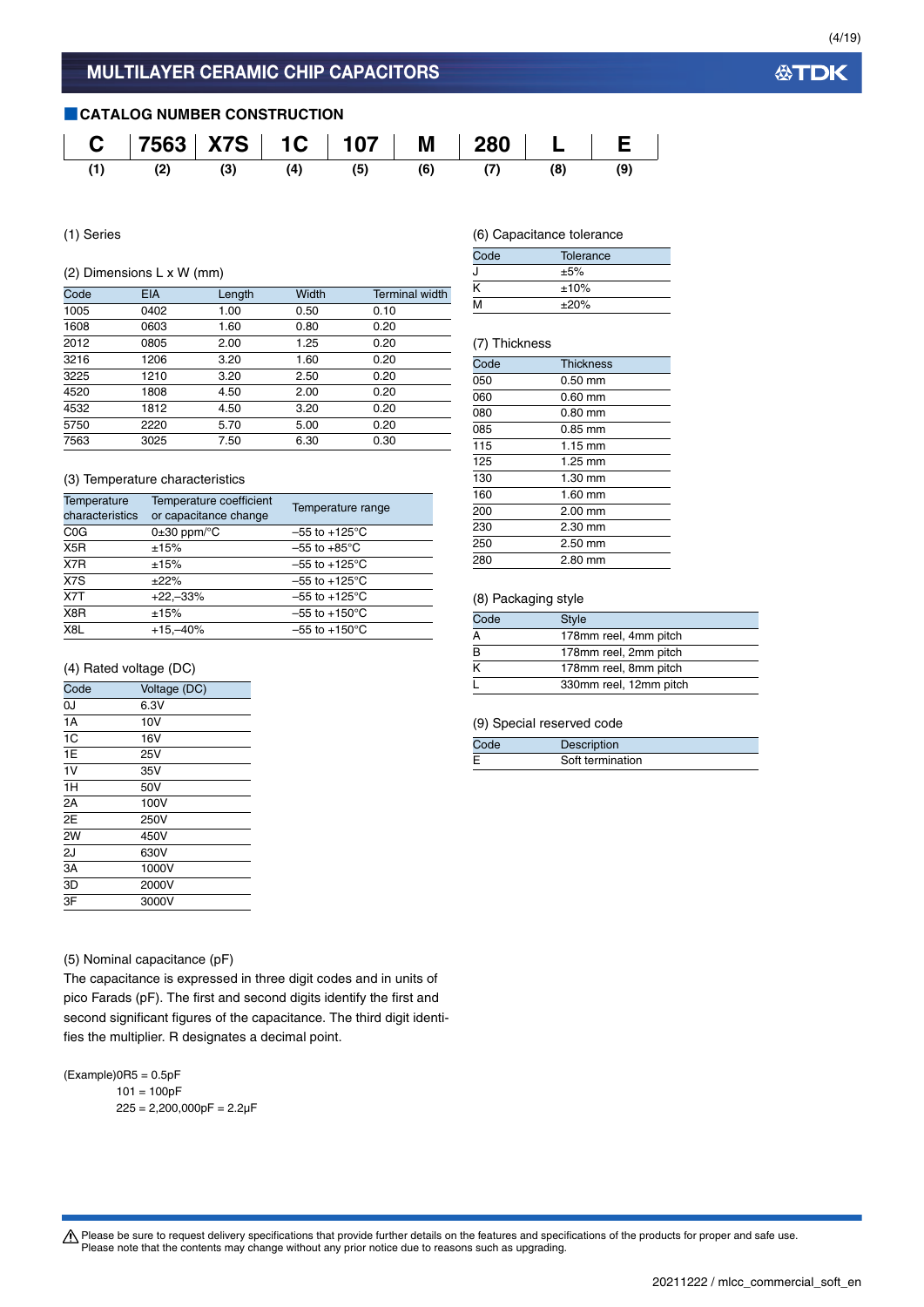# MULTILAYER CERAMIC CHIP CAPACITORS

## CATALOG NUMBER CONSTRUCTION

| C | 7563 | X7S | 1C | 107 | M | 280 | L | E |
|---|---|---|---|---|---|---|---|---|
| (1) | (2) | (3) | (4) | (5) | (6) | (7) | (8) | (9) |

(1) Series

(2) Dimensions L x W (mm)

| Code | EIA | Length | Width | Terminal width |
|---|---|---|---|---|
| 1005 | 0402 | 1.00 | 0.50 | 0.10 |
| 1608 | 0603 | 1.60 | 0.80 | 0.20 |
| 2012 | 0805 | 2.00 | 1.25 | 0.20 |
| 3216 | 1206 | 3.20 | 1.60 | 0.20 |
| 3225 | 1210 | 3.20 | 2.50 | 0.20 |
| 4520 | 1808 | 4.50 | 2.00 | 0.20 |
| 4532 | 1812 | 4.50 | 3.20 | 0.20 |
| 5750 | 2220 | 5.70 | 5.00 | 0.20 |
| 7563 | 3025 | 7.50 | 6.30 | 0.30 |

(3) Temperature characteristics

| Temperature characteristics | Temperature coefficient or capacitance change | Temperature range |
|---|---|---|
| C0G | 0±30 ppm/°C | –55 to +125°C |
| X5R | ±15% | –55 to +85°C |
| X7R | ±15% | –55 to +125°C |
| X7S | ±22% | –55 to +125°C |
| X7T | +22,–33% | –55 to +125°C |
| X8R | ±15% | –55 to +150°C |
| X8L | +15,–40% | –55 to +150°C |

(4) Rated voltage (DC)

| Code | Voltage (DC) |
|---|---|
| 0J | 6.3V |
| 1A | 10V |
| 1C | 16V |
| 1E | 25V |
| 1V | 35V |
| 1H | 50V |
| 2A | 100V |
| 2E | 250V |
| 2W | 450V |
| 2J | 630V |
| 3A | 1000V |
| 3D | 2000V |
| 3F | 3000V |

(5) Nominal capacitance (pF)

The capacitance is expressed in three digit codes and in units of pico Farads (pF). The first and second digits identify the first and second significant figures of the capacitance. The third digit identifies the multiplier. R designates a decimal point.

(Example)0R5 = 0.5pF
101 = 100pF
225 = 2,200,000pF = 2.2μF

(6) Capacitance tolerance

| Code | Tolerance |
|---|---|
| J | ±5% |
| K | ±10% |
| M | ±20% |

(7) Thickness

| Code | Thickness |
|---|---|
| 050 | 0.50 mm |
| 060 | 0.60 mm |
| 080 | 0.80 mm |
| 085 | 0.85 mm |
| 115 | 1.15 mm |
| 125 | 1.25 mm |
| 130 | 1.30 mm |
| 160 | 1.60 mm |
| 200 | 2.00 mm |
| 230 | 2.30 mm |
| 250 | 2.50 mm |
| 280 | 2.80 mm |

(8) Packaging style

| Code | Style |
|---|---|
| A | 178mm reel, 4mm pitch |
| B | 178mm reel, 2mm pitch |
| K | 178mm reel, 8mm pitch |
| L | 330mm reel, 12mm pitch |

(9) Special reserved code

| Code | Description |
|---|---|
| E | Soft termination |

⚠ Please be sure to request delivery specifications that provide further details on the features and specifications of the products for proper and safe use.
Please note that the contents may change without any prior notice due to reasons such as upgrading.

20211222 / mlcc_commercial_soft_en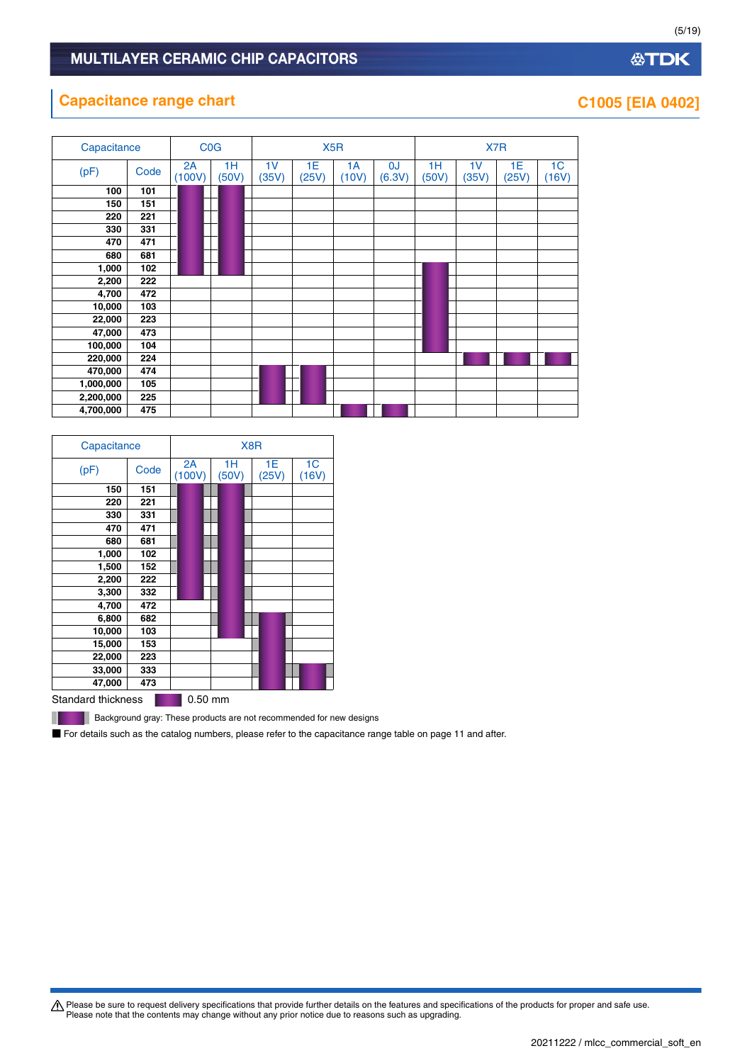# MULTILAYER CERAMIC CHIP CAPACITORS

## Capacitance range chart

**C1005 [EIA 0402]**

| Capacitance (pF) | Code | C0G 2A (100V) | C0G 1H (50V) | X5R 1V (35V) | X5R 1E (25V) | X5R 1A (10V) | X5R 0J (6.3V) | X7R 1H (50V) | X7R 1V (35V) | X7R 1E (25V) | X7R 1C (16V) |
|---|---|---|---|---|---|---|---|---|---|---|---|
| 100 | 101 | ■ | ■ | | | | | | | | |
| 150 | 151 | ■ | ■ | | | | | | | | |
| 220 | 221 | ■ | ■ | | | | | | | | |
| 330 | 331 | ■ | ■ | | | | | | | | |
| 470 | 471 | ■ | ■ | | | | | | | | |
| 680 | 681 | ■ | ■ | | | | | | | | |
| 1,000 | 102 | ■ | ■ | | | | | ■ | | | |
| 2,200 | 222 | | | | | | | ■ | | | |
| 4,700 | 472 | | | | | | | ■ | | | |
| 10,000 | 103 | | | | | | | ■ | | | |
| 22,000 | 223 | | | | | | | ■ | | | |
| 47,000 | 473 | | | | | | | ■ | | | |
| 100,000 | 104 | | | | | | | ■ | | | |
| 220,000 | 224 | | | | | | | | ■ | ■ | ■ |
| 470,000 | 474 | | | ■ | ■ | | | | | | |
| 1,000,000 | 105 | | | ■ | ■ | | | | | | |
| 2,200,000 | 225 | | | ■ | ■ | | | | | | |
| 4,700,000 | 475 | | | | | ■ | ■ | | | | |

| Capacitance (pF) | Code | X8R 2A (100V) | X8R 1H (50V) | X8R 1E (25V) | X8R 1C (16V) |
|---|---|---|---|---|---|
| 150 | 151 | ■ (gray) | ■ (gray) | | |
| 220 | 221 | ■ (gray) | ■ (gray) | | |
| 330 | 331 | ■ (gray) | ■ (gray) | | |
| 470 | 471 | ■ (gray) | ■ (gray) | | |
| 680 | 681 | ■ (gray) | ■ (gray) | | |
| 1,000 | 102 | ■ (gray) | ■ (gray) | | |
| 1,500 | 152 | ■ (gray) | ■ (gray) | | |
| 2,200 | 222 | ■ (gray) | ■ (gray) | | |
| 3,300 | 332 | ■ (gray) | ■ (gray) | | |
| 4,700 | 472 | | ■ (gray) | | |
| 6,800 | 682 | | ■ (gray) | ■ (gray) | |
| 10,000 | 103 | | ■ (gray) | ■ (gray) | |
| 15,000 | 153 | | | ■ (gray) | |
| 22,000 | 223 | | | ■ (gray) | |
| 33,000 | 333 | | | ■ (gray) | ■ (gray) |
| 47,000 | 473 | | | ■ (gray) | ■ (gray) |

Standard thickness ■ 0.50 mm

■ (gray) Background gray: These products are not recommended for new designs

■ For details such as the catalog numbers, please refer to the capacitance range table on page 11 and after.

⚠ Please be sure to request delivery specifications that provide further details on the features and specifications of the products for proper and safe use.
Please note that the contents may change without any prior notice due to reasons such as upgrading.

20211222 / mlcc_commercial_soft_en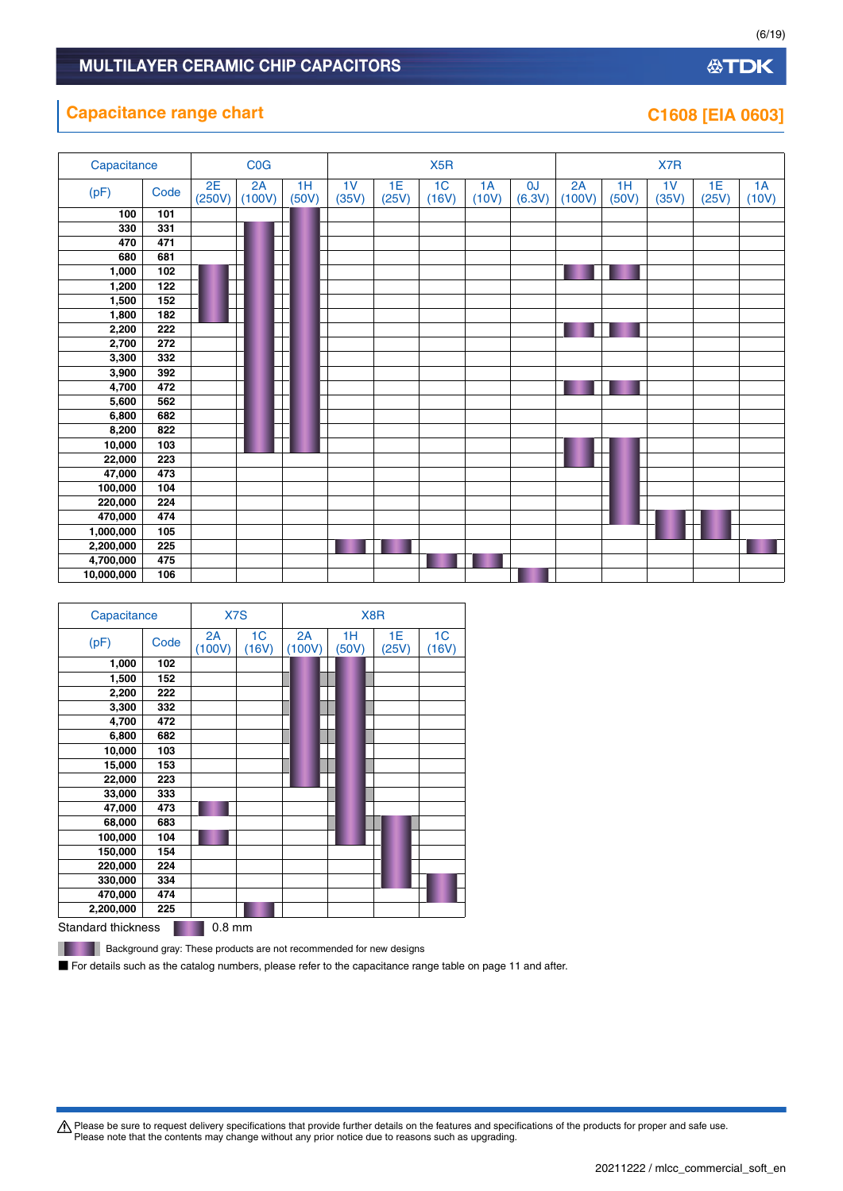## Capacitance range chart

**C1608 [EIA 0603]**

| Capacitance (pF) | Code | C0G 2E (250V) | C0G 2A (100V) | C0G 1H (50V) | X5R 1V (35V) | X5R 1E (25V) | X5R 1C (16V) | X5R 1A (10V) | X5R 0J (6.3V) | X7R 2A (100V) | X7R 1H (50V) | X7R 1V (35V) | X7R 1E (25V) | X7R 1A (10V) |
|---|---|---|---|---|---|---|---|---|---|---|---|---|---|---|
| 100 | 101 | | | ■ | | | | | | | | | | |
| 330 | 331 | | ■ | ■ | | | | | | | | | | |
| 470 | 471 | | ■ | ■ | | | | | | | | | | |
| 680 | 681 | | ■ | ■ | | | | | | | | | | |
| 1,000 | 102 | ■ | ■ | ■ | | | | | | ■ | ■ | | | |
| 1,200 | 122 | ■ | ■ | ■ | | | | | | | | | | |
| 1,500 | 152 | ■ | ■ | ■ | | | | | | | | | | |
| 1,800 | 182 | ■ | ■ | ■ | | | | | | | | | | |
| 2,200 | 222 | | ■ | ■ | | | | | | ■ | ■ | | | |
| 2,700 | 272 | | ■ | ■ | | | | | | | | | | |
| 3,300 | 332 | | ■ | ■ | | | | | | | | | | |
| 3,900 | 392 | | ■ | ■ | | | | | | | | | | |
| 4,700 | 472 | | ■ | ■ | | | | | | ■ | ■ | | | |
| 5,600 | 562 | | ■ | ■ | | | | | | | | | | |
| 6,800 | 682 | | ■ | ■ | | | | | | | | | | |
| 8,200 | 822 | | ■ | ■ | | | | | | | | | | |
| 10,000 | 103 | | ■ | ■ | | | | | | ■ | ■ | | | |
| 22,000 | 223 | | | | | | | | | ■ | ■ | | | |
| 47,000 | 473 | | | | | | | | | | ■ | | | |
| 100,000 | 104 | | | | | | | | | | ■ | | | |
| 220,000 | 224 | | | | | | | | | | ■ | | | |
| 470,000 | 474 | | | | | | | | | | ■ | ■ | ■ | |
| 1,000,000 | 105 | | | | | | | | | | | ■ | ■ | |
| 2,200,000 | 225 | | | | ■ | ■ | | | | | | | | ■ |
| 4,700,000 | 475 | | | | | | ■ | ■ | | | | | | |
| 10,000,000 | 106 | | | | | | | | ■ | | | | | |

| Capacitance (pF) | Code | X7S 2A (100V) | X7S 1C (16V) | X8R 2A (100V) | X8R 1H (50V) | X8R 1E (25V) | X8R 1C (16V) |
|---|---|---|---|---|---|---|---|
| 1,000 | 102 | | | ■ | ■ | | |
| 1,500 | 152 | | | ■ (gray) | ■ (gray) | | |
| 2,200 | 222 | | | ■ (gray) | ■ (gray) | | |
| 3,300 | 332 | | | ■ (gray) | ■ (gray) | | |
| 4,700 | 472 | | | ■ (gray) | ■ (gray) | | |
| 6,800 | 682 | | | ■ (gray) | ■ (gray) | | |
| 10,000 | 103 | | | ■ (gray) | ■ (gray) | | |
| 15,000 | 153 | | | ■ (gray) | ■ (gray) | | |
| 22,000 | 223 | | | ■ | ■ | | |
| 33,000 | 333 | | | | ■ (gray) | | |
| 47,000 | 473 | ■ | | | ■ | | |
| 68,000 | 683 | | | | ■ (gray) | ■ (gray) | |
| 100,000 | 104 | ■ | | | ■ | ■ | |
| 150,000 | 154 | | | | | ■ | |
| 220,000 | 224 | | | | | ■ | |
| 330,000 | 334 | | | | | ■ | ■ |
| 470,000 | 474 | | | | | | ■ |
| 2,200,000 | 225 | | ■ | | | | |

Standard thickness ■ 0.8 mm

■ (gray) Background gray: These products are not recommended for new designs

■ For details such as the catalog numbers, please refer to the capacitance range table on page 11 and after.

⚠ Please be sure to request delivery specifications that provide further details on the features and specifications of the products for proper and safe use.
Please note that the contents may change without any prior notice due to reasons such as upgrading.

20211222 / mlcc_commercial_soft_en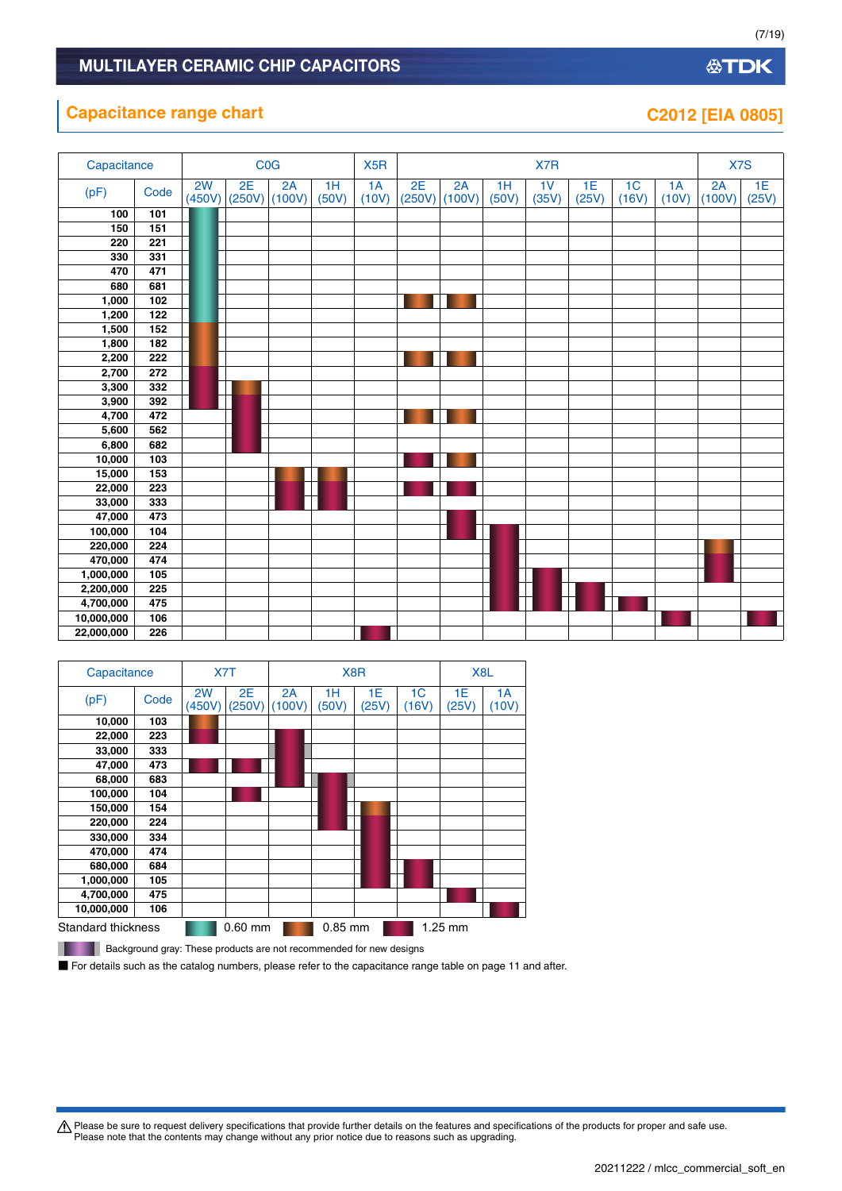## Capacitance range chart

**C2012 [EIA 0805]**

| Capacitance (pF) | Code | C0G 2W (450V) | C0G 2E (250V) | C0G 2A (100V) | C0G 1H (50V) | X5R 1A (10V) | X7R 2E (250V) | X7R 2A (100V) | X7R 1H (50V) | X7R 1V (35V) | X7R 1E (25V) | X7R 1C (16V) | X7R 1A (10V) | X7S 2A (100V) | X7S 1E (25V) |
|---|---|---|---|---|---|---|---|---|---|---|---|---|---|---|---|
| 100 | 101 | 0.60 | | | | | | | | | | | | | |
| 150 | 151 | 0.60 | | | | | | | | | | | | | |
| 220 | 221 | 0.60 | | | | | | | | | | | | | |
| 330 | 331 | 0.60 | | | | | | | | | | | | | |
| 470 | 471 | 0.60 | | | | | | | | | | | | | |
| 680 | 681 | 0.60 | | | | | | | | | | | | | |
| 1,000 | 102 | 0.60 | | | | | 0.85 | 0.85 | | | | | | | |
| 1,200 | 122 | 0.60 | | | | | | | | | | | | | |
| 1,500 | 152 | 0.85 | | | | | | | | | | | | | |
| 1,800 | 182 | 0.85 | | | | | | | | | | | | | |
| 2,200 | 222 | 0.85 | | | | | 0.85 | 0.85 | | | | | | | |
| 2,700 | 272 | 1.25 | | | | | | | | | | | | | |
| 3,300 | 332 | 1.25 | 0.85 | | | | | | | | | | | | |
| 3,900 | 392 | 1.25 | 1.25 | | | | | | | | | | | | |
| 4,700 | 472 | | 1.25 | | | | 0.85 | 0.85 | | | | | | | |
| 5,600 | 562 | | 1.25 | | | | | | | | | | | | |
| 6,800 | 682 | | 1.25 | | | | | | | | | | | | |
| 10,000 | 103 | | | | | | 1.25 | 0.85 | | | | | | | |
| 15,000 | 153 | | | 0.85 | 0.85 | | | | | | | | | | |
| 22,000 | 223 | | | 1.25 | 1.25 | | 1.25 | 1.25 | | | | | | | |
| 33,000 | 333 | | | 1.25 | 1.25 | | | | | | | | | | |
| 47,000 | 473 | | | | | | | 1.25 | | | | | | | |
| 100,000 | 104 | | | | | | | 1.25 | 1.25 | | | | | | |
| 220,000 | 224 | | | | | | | | 1.25 | | | | | 0.85 | |
| 470,000 | 474 | | | | | | | | 1.25 | | | | | 1.25 | |
| 1,000,000 | 105 | | | | | | | | 1.25 | 1.25 | | | | 1.25 | |
| 2,200,000 | 225 | | | | | | | | 1.25 | 1.25 | 1.25 | | | | |
| 4,700,000 | 475 | | | | | | | | 1.25 | 1.25 | 1.25 | 1.25 | | | |
| 10,000,000 | 106 | | | | | | | | | | | | 1.25 | | 1.25 |
| 22,000,000 | 226 | | | | | 1.25 | | | | | | | | | |

| Capacitance (pF) | Code | X7T 2W (450V) | X7T 2E (250V) | X8R 2A (100V) | X8R 1H (50V) | X8R 1E (25V) | X8R 1C (16V) | X8L 1E (25V) | X8L 1A (10V) |
|---|---|---|---|---|---|---|---|---|---|
| 10,000 | 103 | 0.85 | | | | | | | |
| 22,000 | 223 | 1.25 | | | | | | | |
| 33,000 | 333 | | | 1.25 (gray) | | | | | |
| 47,000 | 473 | 1.25 | 1.25 | 1.25 | | | | | |
| 68,000 | 683 | | | 1.25 | | | | | |
| 100,000 | 104 | | 1.25 | | 1.25 (gray) | | | | |
| 150,000 | 154 | | | | 1.25 | 0.85 | | | |
| 220,000 | 224 | | | | 1.25 | 1.25 | | | |
| 330,000 | 334 | | | | | 1.25 | | | |
| 470,000 | 474 | | | | | 1.25 | | | |
| 680,000 | 684 | | | | | 1.25 | 1.25 | | |
| 1,000,000 | 105 | | | | | 1.25 | 1.25 | | |
| 4,700,000 | 475 | | | | | | | 1.25 | |
| 10,000,000 | 106 | | | | | | | | 1.25 |

Standard thickness: 0.60 mm, 0.85 mm, 1.25 mm

Background gray: These products are not recommended for new designs

■ For details such as the catalog numbers, please refer to the capacitance range table on page 11 and after.

⚠ Please be sure to request delivery specifications that provide further details on the features and specifications of the products for proper and safe use.
Please note that the contents may change without any prior notice due to reasons such as upgrading.

20211222 / mlcc_commercial_soft_en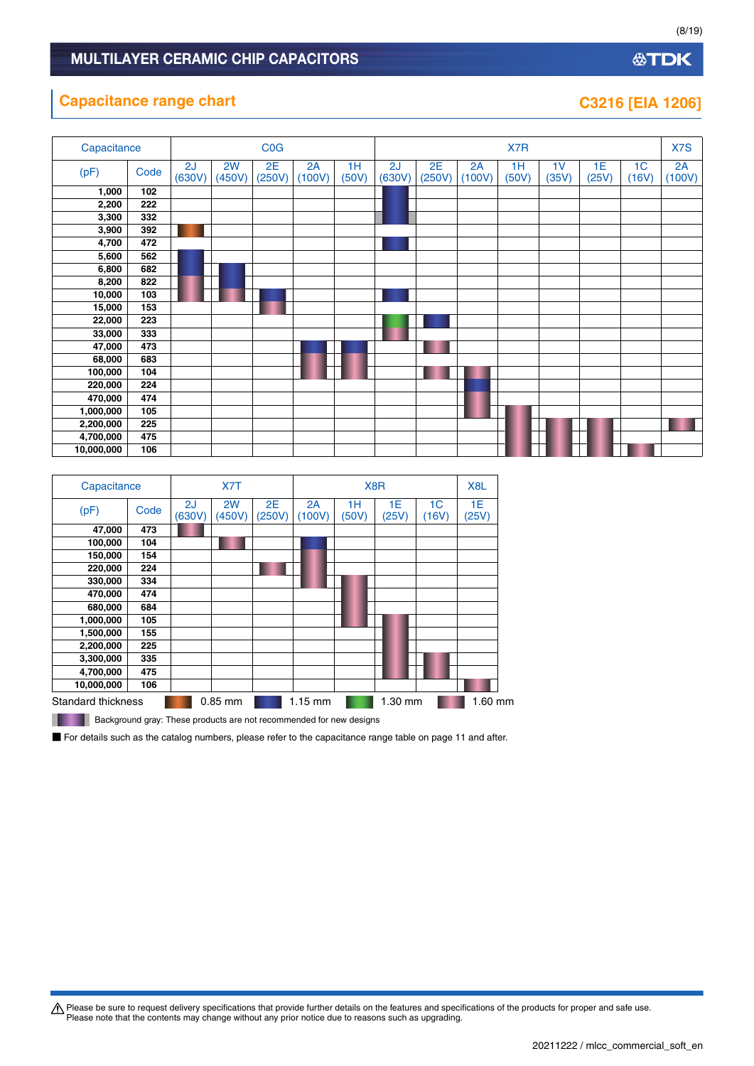## Capacitance range chart

**C3216 [EIA 1206]**

| Capacitance (pF) | Code | C0G 2J (630V) | C0G 2W (450V) | C0G 2E (250V) | C0G 2A (100V) | C0G 1H (50V) | X7R 2J (630V) | X7R 2E (250V) | X7R 2A (100V) | X7R 1H (50V) | X7R 1V (35V) | X7R 1E (25V) | X7R 1C (16V) | X7S 2A (100V) |
|---|---|---|---|---|---|---|---|---|---|---|---|---|---|---|
| 1,000 | 102 | | | | | | | | | | | | | |
| 2,200 | 222 | | | | | | | | | | | | | |
| 3,300 | 332 | | | | | | | | | | | | | |
| 3,900 | 392 | | | | | | | | | | | | | |
| 4,700 | 472 | | | | | | | | | | | | | |
| 5,600 | 562 | | | | | | | | | | | | | |
| 6,800 | 682 | | | | | | | | | | | | | |
| 8,200 | 822 | | | | | | | | | | | | | |
| 10,000 | 103 | | | | | | | | | | | | | |
| 15,000 | 153 | | | | | | | | | | | | | |
| 22,000 | 223 | | | | | | | | | | | | | |
| 33,000 | 333 | | | | | | | | | | | | | |
| 47,000 | 473 | | | | | | | | | | | | | |
| 68,000 | 683 | | | | | | | | | | | | | |
| 100,000 | 104 | | | | | | | | | | | | | |
| 220,000 | 224 | | | | | | | | | | | | | |
| 470,000 | 474 | | | | | | | | | | | | | |
| 1,000,000 | 105 | | | | | | | | | | | | | |
| 2,200,000 | 225 | | | | | | | | | | | | | |
| 4,700,000 | 475 | | | | | | | | | | | | | |
| 10,000,000 | 106 | | | | | | | | | | | | | |

| Capacitance (pF) | Code | X7T 2J (630V) | X7T 2W (450V) | X7T 2E (250V) | X8R 2A (100V) | X8R 1H (50V) | X8R 1E (25V) | X8R 1C (16V) | X8L 1E (25V) |
|---|---|---|---|---|---|---|---|---|---|
| 47,000 | 473 | | | | | | | | |
| 100,000 | 104 | | | | | | | | |
| 150,000 | 154 | | | | | | | | |
| 220,000 | 224 | | | | | | | | |
| 330,000 | 334 | | | | | | | | |
| 470,000 | 474 | | | | | | | | |
| 680,000 | 684 | | | | | | | | |
| 1,000,000 | 105 | | | | | | | | |
| 1,500,000 | 155 | | | | | | | | |
| 2,200,000 | 225 | | | | | | | | |
| 3,300,000 | 335 | | | | | | | | |
| 4,700,000 | 475 | | | | | | | | |
| 10,000,000 | 106 | | | | | | | | |

Standard thickness: 0.85 mm, 1.15 mm, 1.30 mm, 1.60 mm

Background gray: These products are not recommended for new designs

■ For details such as the catalog numbers, please refer to the capacitance range table on page 11 and after.

⚠ Please be sure to request delivery specifications that provide further details on the features and specifications of the products for proper and safe use.
Please note that the contents may change without any prior notice due to reasons such as upgrading.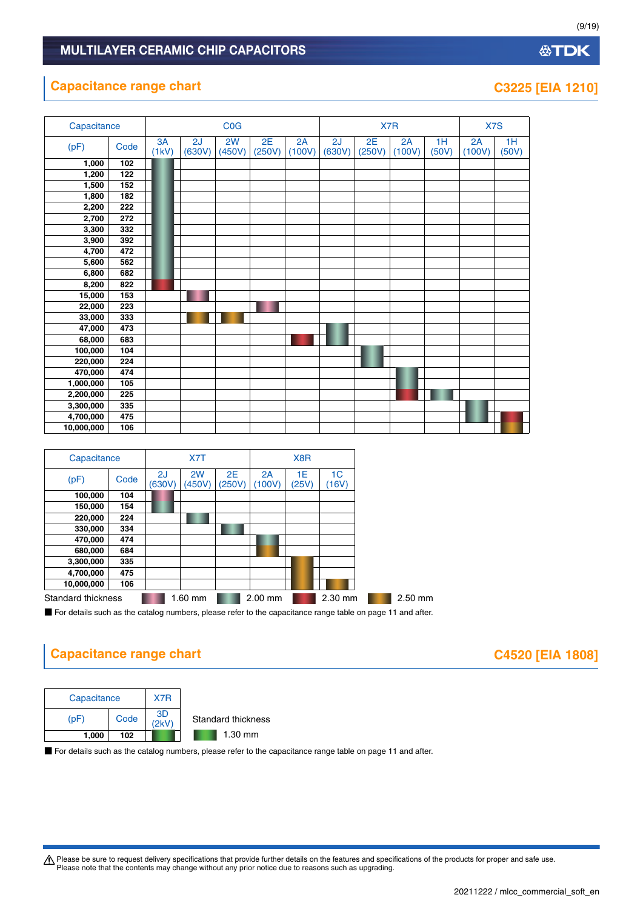## Capacitance range chart

**C3225 [EIA 1210]**

| Capacitance | | C0G | | | | | X7R | | | | X7S | |
|---|---|---|---|---|---|---|---|---|---|---|---|---|
| (pF) | Code | 3A (1kV) | 2J (630V) | 2W (450V) | 2E (250V) | 2A (100V) | 2J (630V) | 2E (250V) | 2A (100V) | 1H (50V) | 2A (100V) | 1H (50V) |
| 1,000 | 102 | 2.00 mm | | | | | | | | | | |
| 1,200 | 122 | 2.00 mm | | | | | | | | | | |
| 1,500 | 152 | 2.00 mm | | | | | | | | | | |
| 1,800 | 182 | 2.00 mm | | | | | | | | | | |
| 2,200 | 222 | 2.00 mm | | | | | | | | | | |
| 2,700 | 272 | 2.00 mm | | | | | | | | | | |
| 3,300 | 332 | 2.00 mm | | | | | | | | | | |
| 3,900 | 392 | 2.00 mm | | | | | | | | | | |
| 4,700 | 472 | 2.00 mm | | | | | | | | | | |
| 5,600 | 562 | 2.00 mm | | | | | | | | | | |
| 6,800 | 682 | 2.00 mm | | | | | | | | | | |
| 8,200 | 822 | 2.30 mm | | | | | | | | | | |
| 15,000 | 153 | | 1.60 mm | | | | | | | | | |
| 22,000 | 223 | | | | 1.60 mm | | | | | | | |
| 33,000 | 333 | | 2.50 mm | 2.50 mm | | | | | | | | |
| 47,000 | 473 | | | | | | 2.00 mm | | | | | |
| 68,000 | 683 | | | | | 2.30 mm | 2.00 mm | | | | | |
| 100,000 | 104 | | | | | | | 2.00 mm | | | | |
| 220,000 | 224 | | | | | | | 2.00 mm | | | | |
| 470,000 | 474 | | | | | | | | 2.00 mm | | | |
| 1,000,000 | 105 | | | | | | | | 2.00 mm | | | |
| 2,200,000 | 225 | | | | | | | | 2.30 mm | 2.00 mm | | |
| 3,300,000 | 335 | | | | | | | | | | 2.00 mm | |
| 4,700,000 | 475 | | | | | | | | | | 2.00 mm | 2.30 mm |
| 10,000,000 | 106 | | | | | | | | | | | 2.50 mm |

| Capacitance | | X7T | | | X8R | | |
|---|---|---|---|---|---|---|---|
| (pF) | Code | 2J (630V) | 2W (450V) | 2E (250V) | 2A (100V) | 1E (25V) | 1C (16V) |
| 100,000 | 104 | 1.60 mm | | | | | |
| 150,000 | 154 | 2.00 mm | | | | | |
| 220,000 | 224 | | 2.00 mm | | | | |
| 330,000 | 334 | | | 2.00 mm | | | |
| 470,000 | 474 | | | | 2.00 mm | | |
| 680,000 | 684 | | | | 2.50 mm | | |
| 3,300,000 | 335 | | | | | 2.50 mm | |
| 4,700,000 | 475 | | | | | 2.50 mm | |
| 10,000,000 | 106 | | | | | 2.50 mm | 2.50 mm |

Standard thickness: 1.60 mm, 2.00 mm, 2.30 mm, 2.50 mm

■ For details such as the catalog numbers, please refer to the capacitance range table on page 11 and after.

## Capacitance range chart

**C4520 [EIA 1808]**

| Capacitance | | X7R |
|---|---|---|
| (pF) | Code | 3D (2kV) |
| 1,000 | 102 | 1.30 mm |

Standard thickness: 1.30 mm

■ For details such as the catalog numbers, please refer to the capacitance range table on page 11 and after.

⚠ Please be sure to request delivery specifications that provide further details on the features and specifications of the products for proper and safe use.
Please note that the contents may change without any prior notice due to reasons such as upgrading.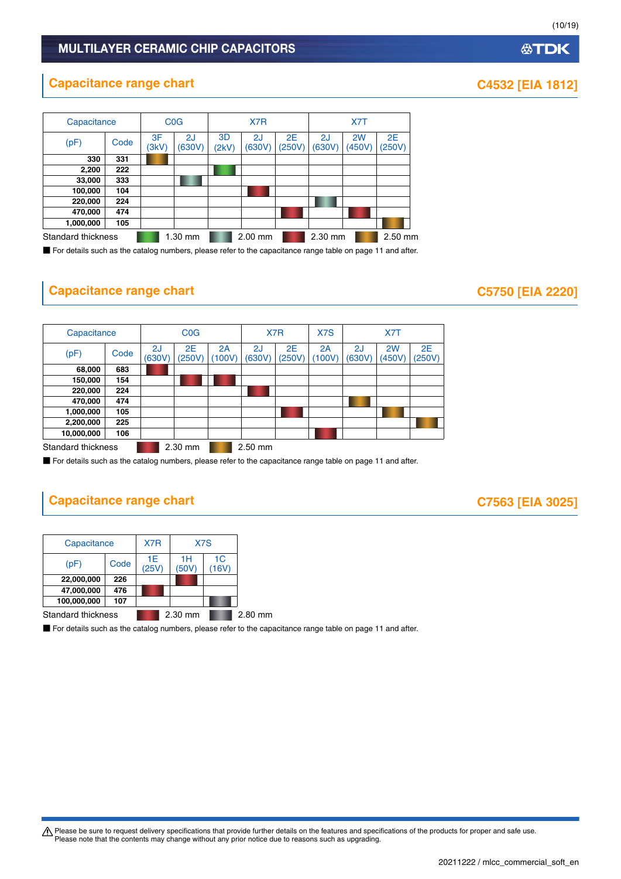## Capacitance range chart

### C4532 [EIA 1812]

| Capacitance (pF) | Code | C0G 3F (3kV) | C0G 2J (630V) | X7R 3D (2kV) | X7R 2J (630V) | X7R 2E (250V) | X7T 2J (630V) | X7T 2W (450V) | X7T 2E (250V) |
|---|---|---|---|---|---|---|---|---|---|
| 330 | 331 | 2.50 mm | | | | | | | |
| 2,200 | 222 | | | 1.30 mm | | | | | |
| 33,000 | 333 | | 2.00 mm | | | | | | |
| 100,000 | 104 | | | | 2.30 mm | | | | |
| 220,000 | 224 | | | | | | 2.00 mm | | |
| 470,000 | 474 | | | | | 2.30 mm | | 2.30 mm | |
| 1,000,000 | 105 | | | | | | | | 2.50 mm |

Standard thickness: 1.30 mm, 2.00 mm, 2.30 mm, 2.50 mm

■ For details such as the catalog numbers, please refer to the capacitance range table on page 11 and after.

## Capacitance range chart

### C5750 [EIA 2220]

| Capacitance (pF) | Code | C0G 2J (630V) | C0G 2E (250V) | C0G 2A (100V) | X7R 2J (630V) | X7R 2E (250V) | X7S 2A (100V) | X7T 2J (630V) | X7T 2W (450V) | X7T 2E (250V) |
|---|---|---|---|---|---|---|---|---|---|---|
| 68,000 | 683 | 2.30 mm | | | | | | | | |
| 150,000 | 154 | | 2.30 mm | 2.30 mm | | | | | | |
| 220,000 | 224 | | | | 2.30 mm | | | | | |
| 470,000 | 474 | | | | | | | 2.50 mm | | |
| 1,000,000 | 105 | | | | | 2.30 mm | | | 2.50 mm | |
| 2,200,000 | 225 | | | | | | | | | 2.50 mm |
| 10,000,000 | 106 | | | | | | 2.30 mm | | | |

Standard thickness: 2.30 mm, 2.50 mm

■ For details such as the catalog numbers, please refer to the capacitance range table on page 11 and after.

## Capacitance range chart

### C7563 [EIA 3025]

| Capacitance (pF) | Code | X7R 1E (25V) | X7S 1H (50V) | X7S 1C (16V) |
|---|---|---|---|---|
| 22,000,000 | 226 | | 2.30 mm | |
| 47,000,000 | 476 | 2.30 mm | | |
| 100,000,000 | 107 | | | 2.80 mm |

Standard thickness: 2.30 mm, 2.80 mm

■ For details such as the catalog numbers, please refer to the capacitance range table on page 11 and after.

⚠ Please be sure to request delivery specifications that provide further details on the features and specifications of the products for proper and safe use.
Please note that the contents may change without any prior notice due to reasons such as upgrading.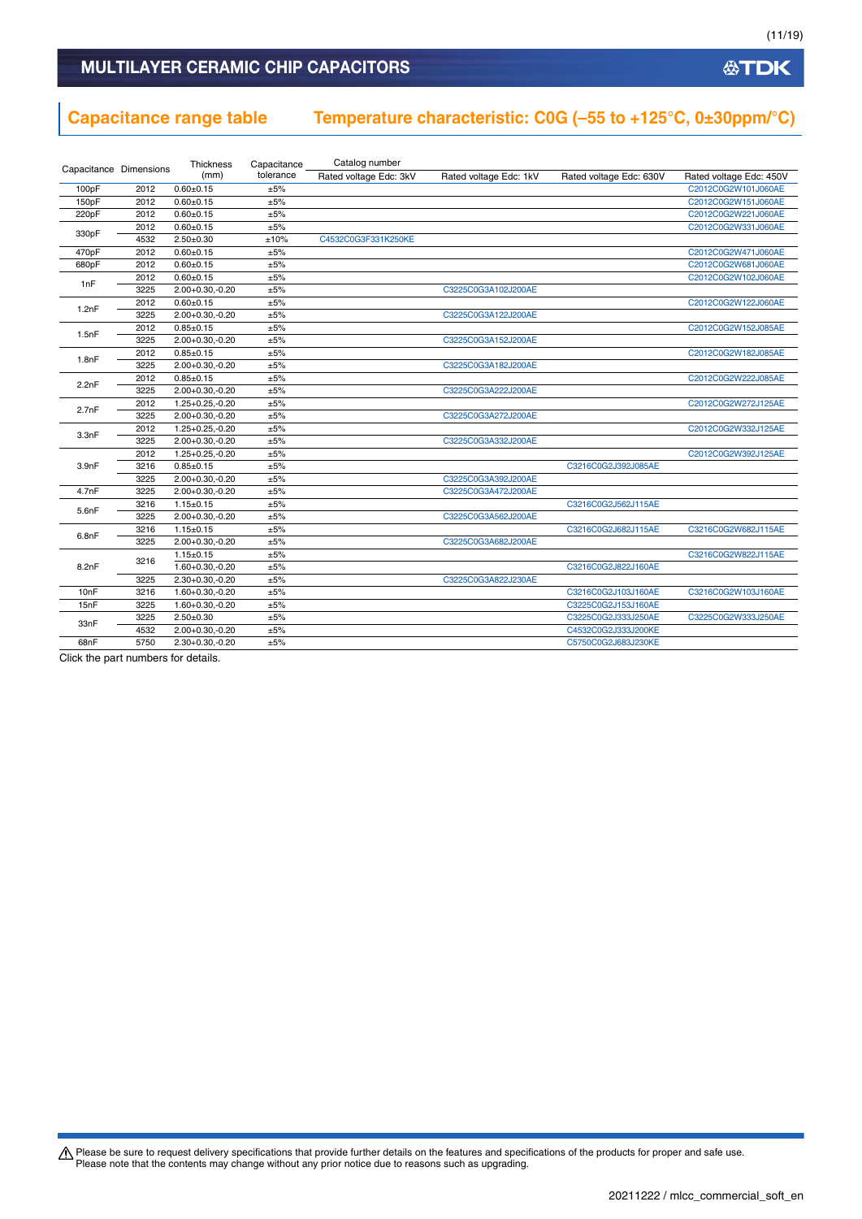## Capacitance range table

## Temperature characteristic: C0G (–55 to +125°C, 0±30ppm/°C)

| Capacitance | Dimensions | Thickness (mm) | Capacitance tolerance | Catalog number Rated voltage Edc: 3kV | Rated voltage Edc: 1kV | Rated voltage Edc: 630V | Rated voltage Edc: 450V |
|---|---|---|---|---|---|---|---|
| 100pF | 2012 | 0.60±0.15 | ±5% | | | | C2012C0G2W101J060AE |
| 150pF | 2012 | 0.60±0.15 | ±5% | | | | C2012C0G2W151J060AE |
| 220pF | 2012 | 0.60±0.15 | ±5% | | | | C2012C0G2W221J060AE |
| 330pF | 2012 | 0.60±0.15 | ±5% | | | | C2012C0G2W331J060AE |
| | 4532 | 2.50±0.30 | ±10% | C4532C0G3F331K250KE | | | |
| 470pF | 2012 | 0.60±0.15 | ±5% | | | | C2012C0G2W471J060AE |
| 680pF | 2012 | 0.60±0.15 | ±5% | | | | C2012C0G2W681J060AE |
| 1nF | 2012 | 0.60±0.15 | ±5% | | | | C2012C0G2W102J060AE |
| | 3225 | 2.00+0.30,-0.20 | ±5% | | C3225C0G3A102J200AE | | |
| 1.2nF | 2012 | 0.60±0.15 | ±5% | | | | C2012C0G2W122J060AE |
| | 3225 | 2.00+0.30,-0.20 | ±5% | | C3225C0G3A122J200AE | | |
| 1.5nF | 2012 | 0.85±0.15 | ±5% | | | | C2012C0G2W152J085AE |
| | 3225 | 2.00+0.30,-0.20 | ±5% | | C3225C0G3A152J200AE | | |
| 1.8nF | 2012 | 0.85±0.15 | ±5% | | | | C2012C0G2W182J085AE |
| | 3225 | 2.00+0.30,-0.20 | ±5% | | C3225C0G3A182J200AE | | |
| 2.2nF | 2012 | 0.85±0.15 | ±5% | | | | C2012C0G2W222J085AE |
| | 3225 | 2.00+0.30,-0.20 | ±5% | | C3225C0G3A222J200AE | | |
| 2.7nF | 2012 | 1.25+0.25,-0.20 | ±5% | | | | C2012C0G2W272J125AE |
| | 3225 | 2.00+0.30,-0.20 | ±5% | | C3225C0G3A272J200AE | | |
| 3.3nF | 2012 | 1.25+0.25,-0.20 | ±5% | | | | C2012C0G2W332J125AE |
| | 3225 | 2.00+0.30,-0.20 | ±5% | | C3225C0G3A332J200AE | | |
| 3.9nF | 2012 | 1.25+0.25,-0.20 | ±5% | | | | C2012C0G2W392J125AE |
| | 3216 | 0.85±0.15 | ±5% | | | C3216C0G2J392J085AE | |
| | 3225 | 2.00+0.30,-0.20 | ±5% | | C3225C0G3A392J200AE | | |
| 4.7nF | 3225 | 2.00+0.30,-0.20 | ±5% | | C3225C0G3A472J200AE | | |
| 5.6nF | 3216 | 1.15±0.15 | ±5% | | | C3216C0G2J562J115AE | |
| | 3225 | 2.00+0.30,-0.20 | ±5% | | C3225C0G3A562J200AE | | |
| 6.8nF | 3216 | 1.15±0.15 | ±5% | | | C3216C0G2J682J115AE | C3216C0G2W682J115AE |
| | 3225 | 2.00+0.30,-0.20 | ±5% | | C3225C0G3A682J200AE | | |
| 8.2nF | 3216 | 1.15±0.15 | ±5% | | | | C3216C0G2W822J115AE |
| | 3216 | 1.60+0.30,-0.20 | ±5% | | | C3216C0G2J822J160AE | |
| | 3225 | 2.30+0.30,-0.20 | ±5% | | C3225C0G3A822J230AE | | |
| 10nF | 3216 | 1.60+0.30,-0.20 | ±5% | | | C3216C0G2J103J160AE | C3216C0G2W103J160AE |
| 15nF | 3225 | 1.60+0.30,-0.20 | ±5% | | | C3225C0G2J153J160AE | |
| 33nF | 3225 | 2.50±0.30 | ±5% | | | C3225C0G2J333J250AE | C3225C0G2W333J250AE |
| | 4532 | 2.00+0.30,-0.20 | ±5% | | | C4532C0G2J333J200KE | |
| 68nF | 5750 | 2.30+0.30,-0.20 | ±5% | | | C5750C0G2J683J230KE | |

Click the part numbers for details.

⚠ Please be sure to request delivery specifications that provide further details on the features and specifications of the products for proper and safe use.
Please note that the contents may change without any prior notice due to reasons such as upgrading.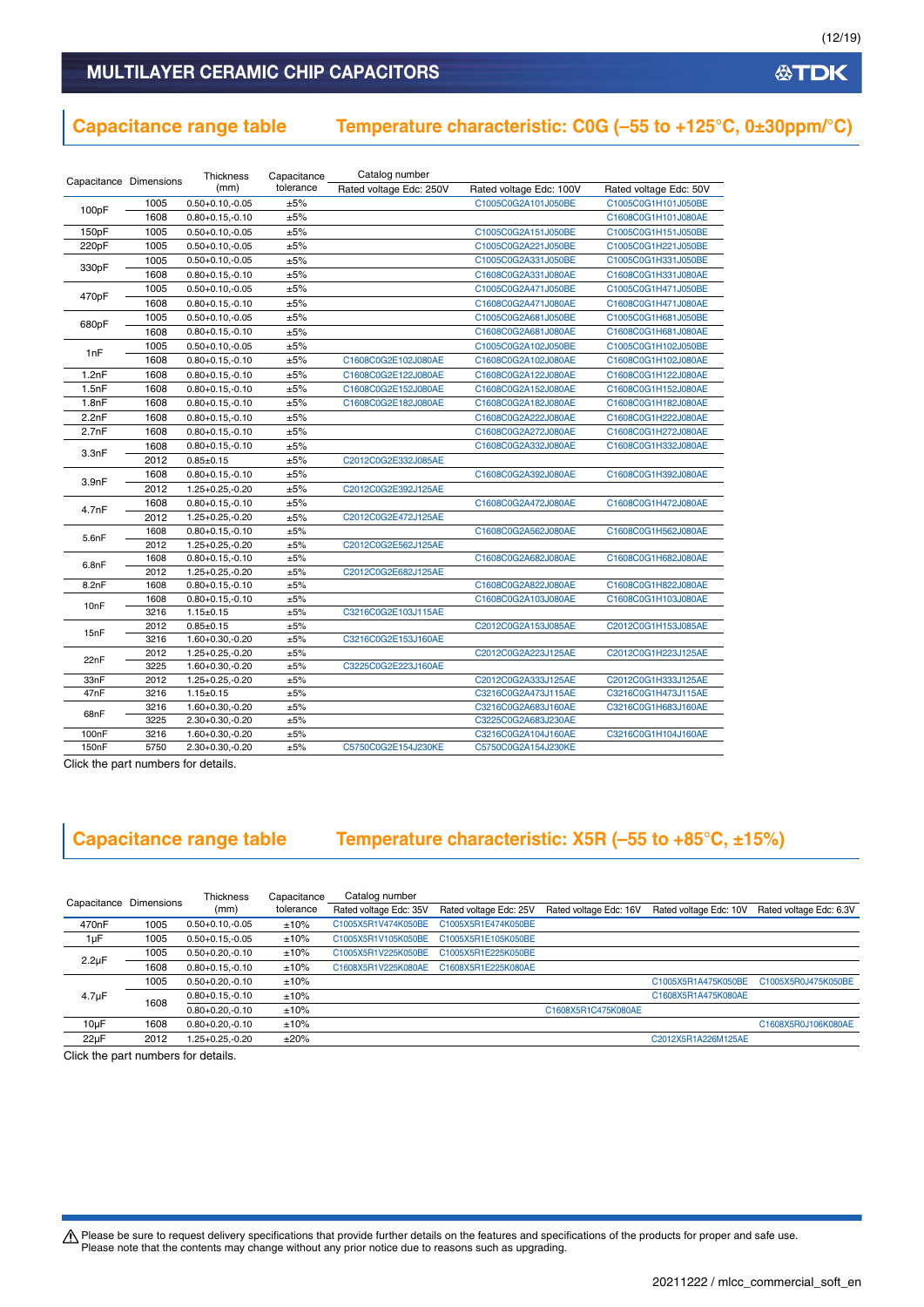## Capacitance range table Temperature characteristic: C0G (–55 to +125°C, 0±30ppm/°C)

| Capacitance | Dimensions | Thickness (mm) | Capacitance tolerance | Catalog number Rated voltage Edc: 250V | Rated voltage Edc: 100V | Rated voltage Edc: 50V |
|---|---|---|---|---|---|---|
| 100pF | 1005 | 0.50+0.10,-0.05 | ±5% | | C1005C0G2A101J050BE | C1005C0G1H101J050BE |
| | 1608 | 0.80+0.15,-0.10 | ±5% | | | C1608C0G1H101J080AE |
| 150pF | 1005 | 0.50+0.10,-0.05 | ±5% | | C1005C0G2A151J050BE | C1005C0G1H151J050BE |
| 220pF | 1005 | 0.50+0.10,-0.05 | ±5% | | C1005C0G2A221J050BE | C1005C0G1H221J050BE |
| 330pF | 1005 | 0.50+0.10,-0.05 | ±5% | | C1005C0G2A331J050BE | C1005C0G1H331J050BE |
| | 1608 | 0.80+0.15,-0.10 | ±5% | | C1608C0G2A331J080AE | C1608C0G1H331J080AE |
| 470pF | 1005 | 0.50+0.10,-0.05 | ±5% | | C1005C0G2A471J050BE | C1005C0G1H471J050BE |
| | 1608 | 0.80+0.15,-0.10 | ±5% | | C1608C0G2A471J080AE | C1608C0G1H471J080AE |
| 680pF | 1005 | 0.50+0.10,-0.05 | ±5% | | C1005C0G2A681J050BE | C1005C0G1H681J050BE |
| | 1608 | 0.80+0.15,-0.10 | ±5% | | C1608C0G2A681J080AE | C1608C0G1H681J080AE |
| 1nF | 1005 | 0.50+0.10,-0.05 | ±5% | | C1005C0G2A102J050BE | C1005C0G1H102J050BE |
| | 1608 | 0.80+0.15,-0.10 | ±5% | C1608C0G2E102J080AE | C1608C0G2A102J080AE | C1608C0G1H102J080AE |
| 1.2nF | 1608 | 0.80+0.15,-0.10 | ±5% | C1608C0G2E122J080AE | C1608C0G2A122J080AE | C1608C0G1H122J080AE |
| 1.5nF | 1608 | 0.80+0.15,-0.10 | ±5% | C1608C0G2E152J080AE | C1608C0G2A152J080AE | C1608C0G1H152J080AE |
| 1.8nF | 1608 | 0.80+0.15,-0.10 | ±5% | C1608C0G2E182J080AE | C1608C0G2A182J080AE | C1608C0G1H182J080AE |
| 2.2nF | 1608 | 0.80+0.15,-0.10 | ±5% | | C1608C0G2A222J080AE | C1608C0G1H222J080AE |
| 2.7nF | 1608 | 0.80+0.15,-0.10 | ±5% | | C1608C0G2A272J080AE | C1608C0G1H272J080AE |
| 3.3nF | 1608 | 0.80+0.15,-0.10 | ±5% | | C1608C0G2A332J080AE | C1608C0G1H332J080AE |
| | 2012 | 0.85±0.15 | ±5% | C2012C0G2E332J085AE | | |
| 3.9nF | 1608 | 0.80+0.15,-0.10 | ±5% | | C1608C0G2A392J080AE | C1608C0G1H392J080AE |
| | 2012 | 1.25+0.25,-0.20 | ±5% | C2012C0G2E392J125AE | | |
| 4.7nF | 1608 | 0.80+0.15,-0.10 | ±5% | | C1608C0G2A472J080AE | C1608C0G1H472J080AE |
| | 2012 | 1.25+0.25,-0.20 | ±5% | C2012C0G2E472J125AE | | |
| 5.6nF | 1608 | 0.80+0.15,-0.10 | ±5% | | C1608C0G2A562J080AE | C1608C0G1H562J080AE |
| | 2012 | 1.25+0.25,-0.20 | ±5% | C2012C0G2E562J125AE | | |
| 6.8nF | 1608 | 0.80+0.15,-0.10 | ±5% | | C1608C0G2A682J080AE | C1608C0G1H682J080AE |
| | 2012 | 1.25+0.25,-0.20 | ±5% | C2012C0G2E682J125AE | | |
| 8.2nF | 1608 | 0.80+0.15,-0.10 | ±5% | | C1608C0G2A822J080AE | C1608C0G1H822J080AE |
| 10nF | 1608 | 0.80+0.15,-0.10 | ±5% | | C1608C0G2A103J080AE | C1608C0G1H103J080AE |
| | 3216 | 1.15±0.15 | ±5% | C3216C0G2E103J115AE | | |
| 15nF | 2012 | 0.85±0.15 | ±5% | | C2012C0G2A153J085AE | C2012C0G1H153J085AE |
| | 3216 | 1.60+0.30,-0.20 | ±5% | C3216C0G2E153J160AE | | |
| 22nF | 2012 | 1.25+0.25,-0.20 | ±5% | | C2012C0G2A223J125AE | C2012C0G1H223J125AE |
| | 3225 | 1.60+0.30,-0.20 | ±5% | C3225C0G2E223J160AE | | |
| 33nF | 2012 | 1.25+0.25,-0.20 | ±5% | | C2012C0G2A333J125AE | C2012C0G1H333J125AE |
| 47nF | 3216 | 1.15±0.15 | ±5% | | C3216C0G2A473J115AE | C3216C0G1H473J115AE |
| 68nF | 3216 | 1.60+0.30,-0.20 | ±5% | | C3216C0G2A683J160AE | C3216C0G1H683J160AE |
| | 3225 | 2.30+0.30,-0.20 | ±5% | | C3225C0G2A683J230AE | |
| 100nF | 3216 | 1.60+0.30,-0.20 | ±5% | | C3216C0G2A104J160AE | C3216C0G1H104J160AE |
| 150nF | 5750 | 2.30+0.30,-0.20 | ±5% | C5750C0G2E154J230KE | C5750C0G2A154J230KE | |

Click the part numbers for details.

## Capacitance range table Temperature characteristic: X5R (–55 to +85°C, ±15%)

| Capacitance | Dimensions | Thickness (mm) | Capacitance tolerance | Catalog number Rated voltage Edc: 35V | Rated voltage Edc: 25V | Rated voltage Edc: 16V | Rated voltage Edc: 10V | Rated voltage Edc: 6.3V |
|---|---|---|---|---|---|---|---|---|
| 470nF | 1005 | 0.50+0.10,-0.05 | ±10% | C1005X5R1V474K050BE | C1005X5R1E474K050BE | | | |
| 1µF | 1005 | 0.50+0.15,-0.05 | ±10% | C1005X5R1V105K050BE | C1005X5R1E105K050BE | | | |
| 2.2µF | 1005 | 0.50+0.20,-0.10 | ±10% | C1005X5R1V225K050BE | C1005X5R1E225K050BE | | | |
| | 1608 | 0.80+0.15,-0.10 | ±10% | C1608X5R1V225K080AE | C1608X5R1E225K080AE | | | |
| 4.7µF | 1005 | 0.50+0.20,-0.10 | ±10% | | | | C1005X5R1A475K050BE | C1005X5R0J475K050BE |
| | 1608 | 0.80+0.15,-0.10 | ±10% | | | | C1608X5R1A475K080AE | |
| | | 0.80+0.20,-0.10 | ±10% | | | C1608X5R1C475K080AE | | |
| 10µF | 1608 | 0.80+0.20,-0.10 | ±10% | | | | | C1608X5R0J106K080AE |
| 22µF | 2012 | 1.25+0.25,-0.20 | ±20% | | | | C2012X5R1A226M125AE | |

Click the part numbers for details.

⚠ Please be sure to request delivery specifications that provide further details on the features and specifications of the products for proper and safe use.
Please note that the contents may change without any prior notice due to reasons such as upgrading.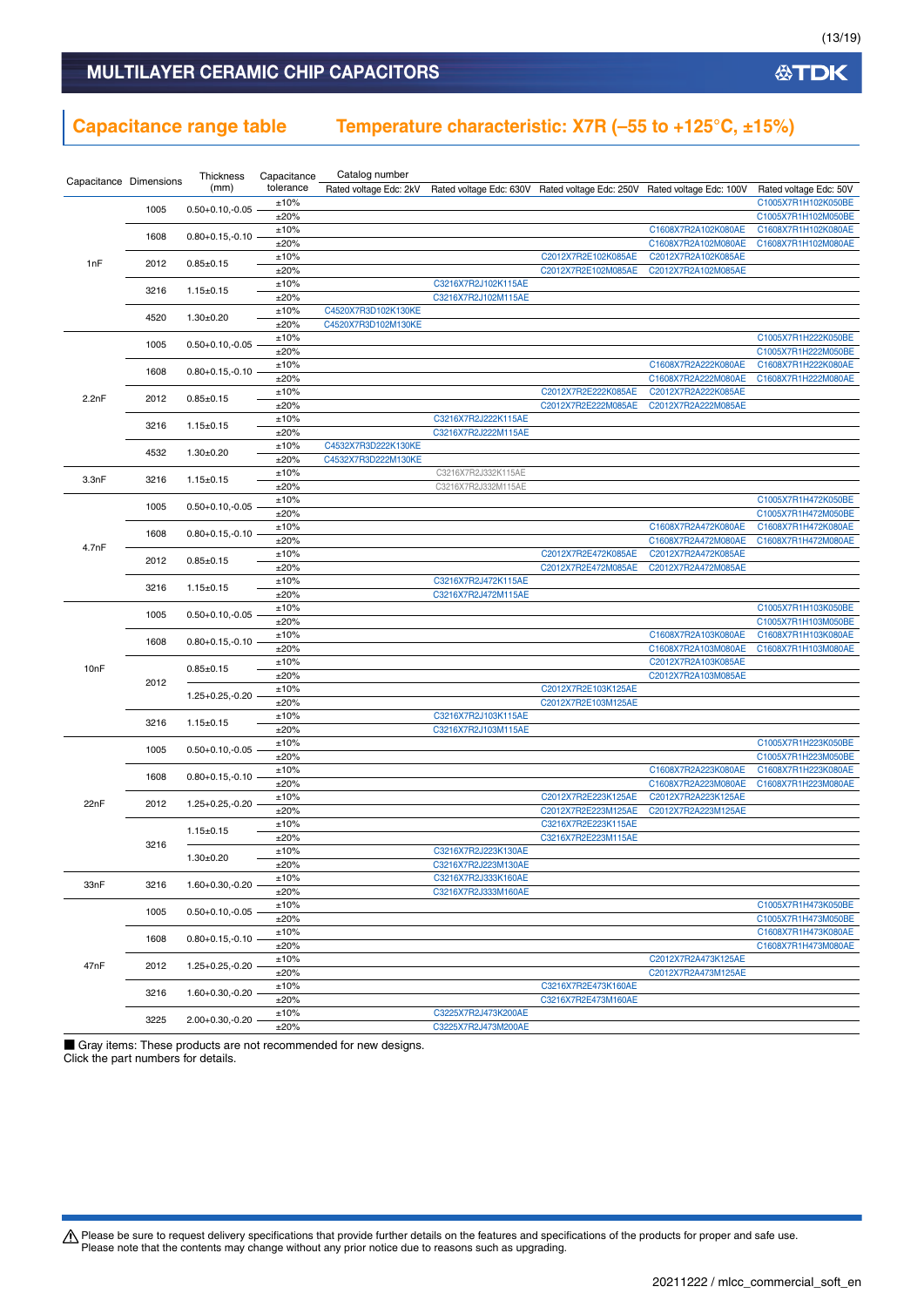## MULTILAYER CERAMIC CHIP CAPACITORS

## Capacitance range table Temperature characteristic: X7R (–55 to +125°C, ±15%)

| Capacitance | Dimensions | Thickness (mm) | Capacitance tolerance | Catalog number Rated voltage Edc: 2kV | Rated voltage Edc: 630V | Rated voltage Edc: 250V | Rated voltage Edc: 100V | Rated voltage Edc: 50V |
|---|---|---|---|---|---|---|---|---|
| 1nF | 1005 | 0.50+0.10,-0.05 | ±10% | | | | | C1005X7R1H102K050BE |
| | | | ±20% | | | | | C1005X7R1H102M050BE |
| | 1608 | 0.80+0.15,-0.10 | ±10% | | | | C1608X7R2A102K080AE | C1608X7R1H102K080AE |
| | | | ±20% | | | | C1608X7R2A102M080AE | C1608X7R1H102M080AE |
| | 2012 | 0.85±0.15 | ±10% | | | C2012X7R2E102K085AE | C2012X7R2A102K085AE | |
| | | | ±20% | | | C2012X7R2E102M085AE | C2012X7R2A102M085AE | |
| | 3216 | 1.15±0.15 | ±10% | | C3216X7R2J102K115AE | | | |
| | | | ±20% | | C3216X7R2J102M115AE | | | |
| | 4520 | 1.30±0.20 | ±10% | C4520X7R3D102K130KE | | | | |
| | | | ±20% | C4520X7R3D102M130KE | | | | |
| 2.2nF | 1005 | 0.50+0.10,-0.05 | ±10% | | | | | C1005X7R1H222K050BE |
| | | | ±20% | | | | | C1005X7R1H222M050BE |
| | 1608 | 0.80+0.15,-0.10 | ±10% | | | | C1608X7R2A222K080AE | C1608X7R1H222K080AE |
| | | | ±20% | | | | C1608X7R2A222M080AE | C1608X7R1H222M080AE |
| | 2012 | 0.85±0.15 | ±10% | | | C2012X7R2E222K085AE | C2012X7R2A222K085AE | |
| | | | ±20% | | | C2012X7R2E222M085AE | C2012X7R2A222M085AE | |
| | 3216 | 1.15±0.15 | ±10% | | C3216X7R2J222K115AE | | | |
| | | | ±20% | | C3216X7R2J222M115AE | | | |
| | 4532 | 1.30±0.20 | ±10% | C4532X7R3D222K130KE | | | | |
| | | | ±20% | C4532X7R3D222M130KE | | | | |
| 3.3nF | 3216 | 1.15±0.15 | ±10% | | C3216X7R2J332K115AE | | | |
| | | | ±20% | | C3216X7R2J332M115AE | | | |
| 4.7nF | 1005 | 0.50+0.10,-0.05 | ±10% | | | | | C1005X7R1H472K050BE |
| | | | ±20% | | | | | C1005X7R1H472M050BE |
| | 1608 | 0.80+0.15,-0.10 | ±10% | | | | C1608X7R2A472K080AE | C1608X7R1H472K080AE |
| | | | ±20% | | | | C1608X7R2A472M080AE | C1608X7R1H472M080AE |
| | 2012 | 0.85±0.15 | ±10% | | | C2012X7R2E472K085AE | C2012X7R2A472K085AE | |
| | | | ±20% | | | C2012X7R2E472M085AE | C2012X7R2A472M085AE | |
| | 3216 | 1.15±0.15 | ±10% | | C3216X7R2J472K115AE | | | |
| | | | ±20% | | C3216X7R2J472M115AE | | | |
| 10nF | 1005 | 0.50+0.10,-0.05 | ±10% | | | | | C1005X7R1H103K050BE |
| | | | ±20% | | | | | C1005X7R1H103M050BE |
| | 1608 | 0.80+0.15,-0.10 | ±10% | | | | C1608X7R2A103K080AE | C1608X7R1H103K080AE |
| | | | ±20% | | | | C1608X7R2A103M080AE | C1608X7R1H103M080AE |
| | 2012 | 0.85±0.15 | ±10% | | | | C2012X7R2A103K085AE | |
| | | | ±20% | | | | C2012X7R2A103M085AE | |
| | | 1.25+0.25,-0.20 | ±10% | | | C2012X7R2E103K125AE | | |
| | | | ±20% | | | C2012X7R2E103M125AE | | |
| | 3216 | 1.15±0.15 | ±10% | | C3216X7R2J103K115AE | | | |
| | | | ±20% | | C3216X7R2J103M115AE | | | |
| 22nF | 1005 | 0.50+0.10,-0.05 | ±10% | | | | | C1005X7R1H223K050BE |
| | | | ±20% | | | | | C1005X7R1H223M050BE |
| | 1608 | 0.80+0.15,-0.10 | ±10% | | | | C1608X7R2A223K080AE | C1608X7R1H223K080AE |
| | | | ±20% | | | | C1608X7R2A223M080AE | C1608X7R1H223M080AE |
| | 2012 | 1.25+0.25,-0.20 | ±10% | | | C2012X7R2E223K125AE | C2012X7R2A223K125AE | |
| | | | ±20% | | | C2012X7R2E223M125AE | C2012X7R2A223M125AE | |
| | 3216 | 1.15±0.15 | ±10% | | | C3216X7R2E223K115AE | | |
| | | | ±20% | | | C3216X7R2E223M115AE | | |
| | | 1.30±0.20 | ±10% | | C3216X7R2J223K130AE | | | |
| | | | ±20% | | C3216X7R2J223M130AE | | | |
| 33nF | 3216 | 1.60+0.30,-0.20 | ±10% | | C3216X7R2J333K160AE | | | |
| | | | ±20% | | C3216X7R2J333M160AE | | | |
| 47nF | 1005 | 0.50+0.10,-0.05 | ±10% | | | | | C1005X7R1H473K050BE |
| | | | ±20% | | | | | C1005X7R1H473M050BE |
| | 1608 | 0.80+0.15,-0.10 | ±10% | | | | | C1608X7R1H473K080AE |
| | | | ±20% | | | | | C1608X7R1H473M080AE |
| | 2012 | 1.25+0.25,-0.20 | ±10% | | | | C2012X7R2A473K125AE | |
| | | | ±20% | | | | C2012X7R2A473M125AE | |
| | 3216 | 1.60+0.30,-0.20 | ±10% | | | C3216X7R2E473K160AE | | |
| | | | ±20% | | | C3216X7R2E473M160AE | | |
| | 3225 | 2.00+0.30,-0.20 | ±10% | | C3225X7R2J473K200AE | | | |
| | | | ±20% | | C3225X7R2J473M200AE | | | |

■ Gray items: These products are not recommended for new designs.
Click the part numbers for details.

⚠ Please be sure to request delivery specifications that provide further details on the features and specifications of the products for proper and safe use.
Please note that the contents may change without any prior notice due to reasons such as upgrading.

20211222 / mlcc_commercial_soft_en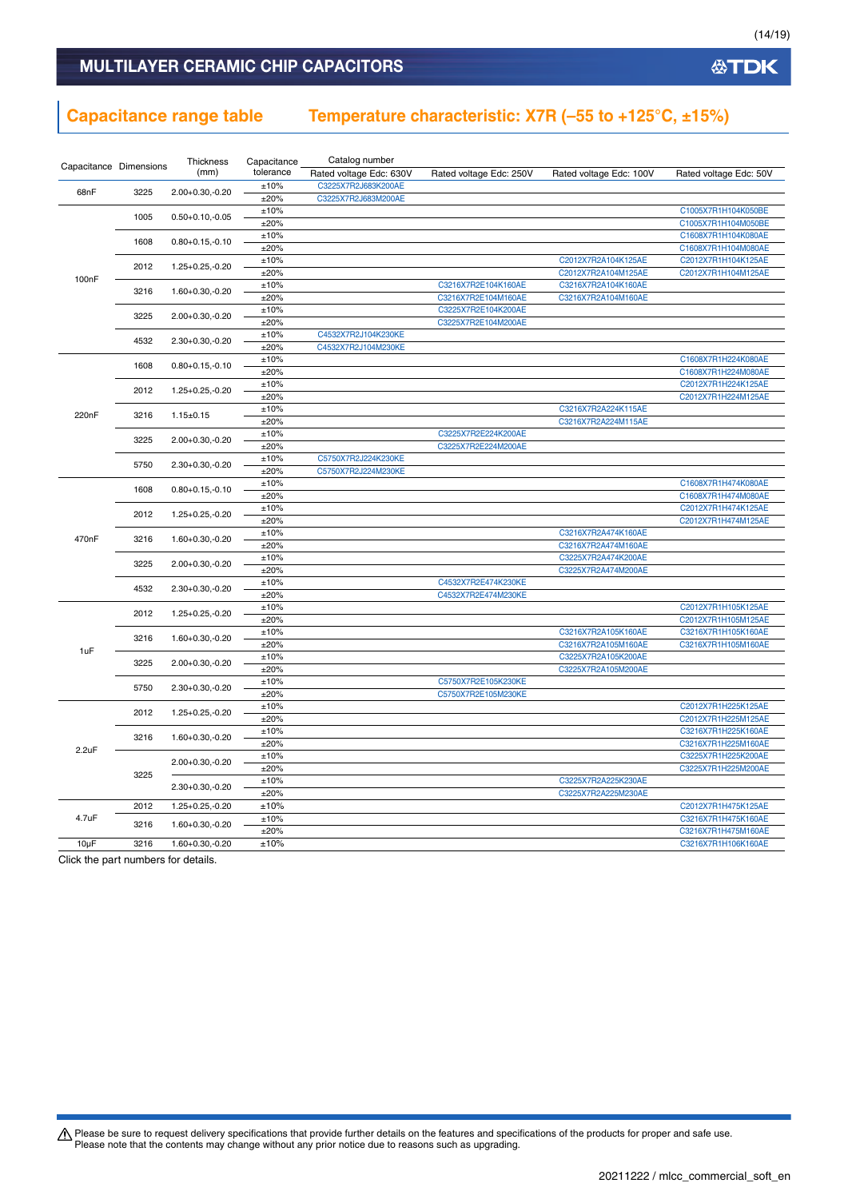## MULTILAYER CERAMIC CHIP CAPACITORS

## Capacitance range table    Temperature characteristic: X7R (–55 to +125°C, ±15%)

| Capacitance | Dimensions | Thickness (mm) | Capacitance tolerance | Catalog number Rated voltage Edc: 630V | Rated voltage Edc: 250V | Rated voltage Edc: 100V | Rated voltage Edc: 50V |
|---|---|---|---|---|---|---|---|
| 68nF | 3225 | 2.00+0.30,-0.20 | ±10% | C3225X7R2J683K200AE | | | |
| | | | ±20% | C3225X7R2J683M200AE | | | |
| 100nF | 1005 | 0.50+0.10,-0.05 | ±10% | | | | C1005X7R1H104K050BE |
| | | | ±20% | | | | C1005X7R1H104M050BE |
| | 1608 | 0.80+0.15,-0.10 | ±10% | | | | C1608X7R1H104K080AE |
| | | | ±20% | | | | C1608X7R1H104M080AE |
| | 2012 | 1.25+0.25,-0.20 | ±10% | | | C2012X7R2A104K125AE | C2012X7R1H104K125AE |
| | | | ±20% | | | C2012X7R2A104M125AE | C2012X7R1H104M125AE |
| | 3216 | 1.60+0.30,-0.20 | ±10% | | C3216X7R2E104K160AE | C3216X7R2A104K160AE | |
| | | | ±20% | | C3216X7R2E104M160AE | C3216X7R2A104M160AE | |
| | 3225 | 2.00+0.30,-0.20 | ±10% | | C3225X7R2E104K200AE | | |
| | | | ±20% | | C3225X7R2E104M200AE | | |
| | 4532 | 2.30+0.30,-0.20 | ±10% | C4532X7R2J104K230KE | | | |
| | | | ±20% | C4532X7R2J104M230KE | | | |
| 220nF | 1608 | 0.80+0.15,-0.10 | ±10% | | | | C1608X7R1H224K080AE |
| | | | ±20% | | | | C1608X7R1H224M080AE |
| | 2012 | 1.25+0.25,-0.20 | ±10% | | | | C2012X7R1H224K125AE |
| | | | ±20% | | | | C2012X7R1H224M125AE |
| | 3216 | 1.15±0.15 | ±10% | | | C3216X7R2A224K115AE | |
| | | | ±20% | | | C3216X7R2A224M115AE | |
| | 3225 | 2.00+0.30,-0.20 | ±10% | | C3225X7R2E224K200AE | | |
| | | | ±20% | | C3225X7R2E224M200AE | | |
| | 5750 | 2.30+0.30,-0.20 | ±10% | C5750X7R2J224K230KE | | | |
| | | | ±20% | C5750X7R2J224M230KE | | | |
| 470nF | 1608 | 0.80+0.15,-0.10 | ±10% | | | | C1608X7R1H474K080AE |
| | | | ±20% | | | | C1608X7R1H474M080AE |
| | 2012 | 1.25+0.25,-0.20 | ±10% | | | | C2012X7R1H474K125AE |
| | | | ±20% | | | | C2012X7R1H474M125AE |
| | 3216 | 1.60+0.30,-0.20 | ±10% | | | C3216X7R2A474K160AE | |
| | | | ±20% | | | C3216X7R2A474M160AE | |
| | 3225 | 2.00+0.30,-0.20 | ±10% | | | C3225X7R2A474K200AE | |
| | | | ±20% | | | C3225X7R2A474M200AE | |
| | 4532 | 2.30+0.30,-0.20 | ±10% | | C4532X7R2E474K230KE | | |
| | | | ±20% | | C4532X7R2E474M230KE | | |
| 1uF | 2012 | 1.25+0.25,-0.20 | ±10% | | | | C2012X7R1H105K125AE |
| | | | ±20% | | | | C2012X7R1H105M125AE |
| | 3216 | 1.60+0.30,-0.20 | ±10% | | | C3216X7R2A105K160AE | C3216X7R1H105K160AE |
| | | | ±20% | | | C3216X7R2A105M160AE | C3216X7R1H105M160AE |
| | 3225 | 2.00+0.30,-0.20 | ±10% | | | C3225X7R2A105K200AE | |
| | | | ±20% | | | C3225X7R2A105M200AE | |
| | 5750 | 2.30+0.30,-0.20 | ±10% | | C5750X7R2E105K230KE | | |
| | | | ±20% | | C5750X7R2E105M230KE | | |
| 2.2uF | 2012 | 1.25+0.25,-0.20 | ±10% | | | | C2012X7R1H225K125AE |
| | | | ±20% | | | | C2012X7R1H225M125AE |
| | 3216 | 1.60+0.30,-0.20 | ±10% | | | | C3216X7R1H225K160AE |
| | | | ±20% | | | | C3216X7R1H225M160AE |
| | 3225 | 2.00+0.30,-0.20 | ±10% | | | | C3225X7R1H225K200AE |
| | | | ±20% | | | | C3225X7R1H225M200AE |
| | | 2.30+0.30,-0.20 | ±10% | | | C3225X7R2A225K230AE | |
| | | | ±20% | | | C3225X7R2A225M230AE | |
| 4.7uF | 2012 | 1.25+0.25,-0.20 | ±10% | | | | C2012X7R1H475K125AE |
| | 3216 | 1.60+0.30,-0.20 | ±10% | | | | C3216X7R1H475K160AE |
| | | | ±20% | | | | C3216X7R1H475M160AE |
| 10μF | 3216 | 1.60+0.30,-0.20 | ±10% | | | | C3216X7R1H106K160AE |

Click the part numbers for details.

⚠ Please be sure to request delivery specifications that provide further details on the features and specifications of the products for proper and safe use.
Please note that the contents may change without any prior notice due to reasons such as upgrading.

20211222 / mlcc_commercial_soft_en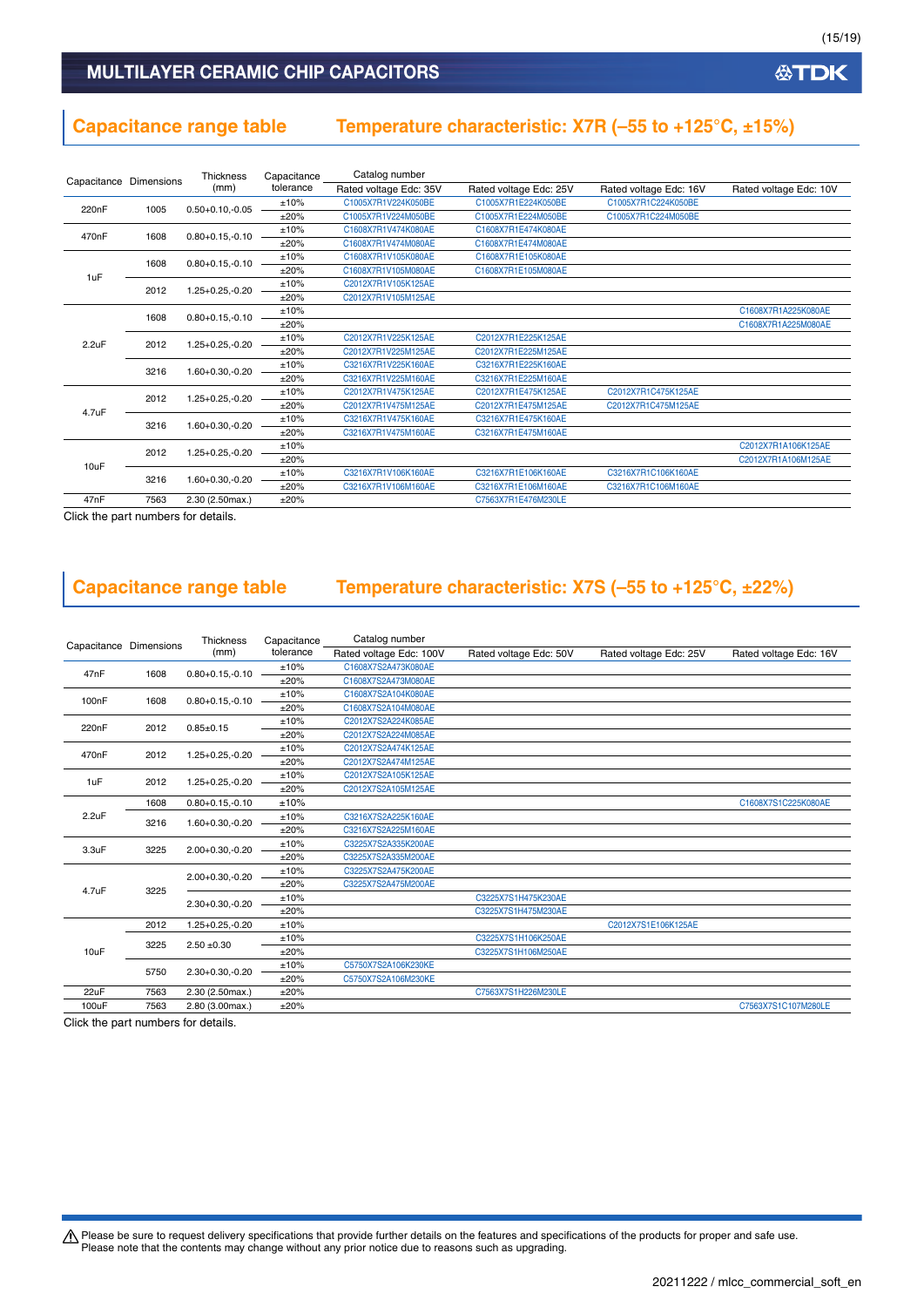# MULTILAYER CERAMIC CHIP CAPACITORS

## Capacitance range table    Temperature characteristic: X7R (–55 to +125°C, ±15%)

| Capacitance | Dimensions | Thickness (mm) | Capacitance tolerance | Catalog number | | | |
|---|---|---|---|---|---|---|---|
| | | | | Rated voltage Edc: 35V | Rated voltage Edc: 25V | Rated voltage Edc: 16V | Rated voltage Edc: 10V |
| 220nF | 1005 | 0.50+0.10,-0.05 | ±10% | C1005X7R1V224K050BE | C1005X7R1E224K050BE | C1005X7R1C224K050BE | |
| | | | ±20% | C1005X7R1V224M050BE | C1005X7R1E224M050BE | C1005X7R1C224M050BE | |
| 470nF | 1608 | 0.80+0.15,-0.10 | ±10% | C1608X7R1V474K080AE | C1608X7R1E474K080AE | | |
| | | | ±20% | C1608X7R1V474M080AE | C1608X7R1E474M080AE | | |
| 1uF | 1608 | 0.80+0.15,-0.10 | ±10% | C1608X7R1V105K080AE | C1608X7R1E105K080AE | | |
| | | | ±20% | C1608X7R1V105M080AE | C1608X7R1E105M080AE | | |
| | 2012 | 1.25+0.25,-0.20 | ±10% | C2012X7R1V105K125AE | | | |
| | | | ±20% | C2012X7R1V105M125AE | | | |
| 2.2uF | 1608 | 0.80+0.15,-0.10 | ±10% | | | | C1608X7R1A225K080AE |
| | | | ±20% | | | | C1608X7R1A225M080AE |
| | 2012 | 1.25+0.25,-0.20 | ±10% | C2012X7R1V225K125AE | C2012X7R1E225K125AE | | |
| | | | ±20% | C2012X7R1V225M125AE | C2012X7R1E225M125AE | | |
| | 3216 | 1.60+0.30,-0.20 | ±10% | C3216X7R1V225K160AE | C3216X7R1E225K160AE | | |
| | | | ±20% | C3216X7R1V225M160AE | C3216X7R1E225M160AE | | |
| 4.7uF | 2012 | 1.25+0.25,-0.20 | ±10% | C2012X7R1V475K125AE | C2012X7R1E475K125AE | C2012X7R1C475K125AE | |
| | | | ±20% | C2012X7R1V475M125AE | C2012X7R1E475M125AE | C2012X7R1C475M125AE | |
| | 3216 | 1.60+0.30,-0.20 | ±10% | C3216X7R1V475K160AE | C3216X7R1E475K160AE | | |
| | | | ±20% | C3216X7R1V475M160AE | C3216X7R1E475M160AE | | |
| 10uF | 2012 | 1.25+0.25,-0.20 | ±10% | | | | C2012X7R1A106K125AE |
| | | | ±20% | | | | C2012X7R1A106M125AE |
| | 3216 | 1.60+0.30,-0.20 | ±10% | C3216X7R1V106K160AE | C3216X7R1E106K160AE | C3216X7R1C106K160AE | |
| | | | ±20% | C3216X7R1V106M160AE | C3216X7R1E106M160AE | C3216X7R1C106M160AE | |
| 47nF | 7563 | 2.30 (2.50max.) | ±20% | | C7563X7R1E476M230LE | | |

Click the part numbers for details.

## Capacitance range table    Temperature characteristic: X7S (–55 to +125°C, ±22%)

| Capacitance | Dimensions | Thickness (mm) | Capacitance tolerance | Catalog number | | | |
|---|---|---|---|---|---|---|---|
| | | | | Rated voltage Edc: 100V | Rated voltage Edc: 50V | Rated voltage Edc: 25V | Rated voltage Edc: 16V |
| 47nF | 1608 | 0.80+0.15,-0.10 | ±10% | C1608X7S2A473K080AE | | | |
| | | | ±20% | C1608X7S2A473M080AE | | | |
| 100nF | 1608 | 0.80+0.15,-0.10 | ±10% | C1608X7S2A104K080AE | | | |
| | | | ±20% | C1608X7S2A104M080AE | | | |
| 220nF | 2012 | 0.85±0.15 | ±10% | C2012X7S2A224K085AE | | | |
| | | | ±20% | C2012X7S2A224M085AE | | | |
| 470nF | 2012 | 1.25+0.25,-0.20 | ±10% | C2012X7S2A474K125AE | | | |
| | | | ±20% | C2012X7S2A474M125AE | | | |
| 1uF | 2012 | 1.25+0.25,-0.20 | ±10% | C2012X7S2A105K125AE | | | |
| | | | ±20% | C2012X7S2A105M125AE | | | |
| 2.2uF | 1608 | 0.80+0.15,-0.10 | ±10% | | | | C1608X7S1C225K080AE |
| | 3216 | 1.60+0.30,-0.20 | ±10% | C3216X7S2A225K160AE | | | |
| | | | ±20% | C3216X7S2A225M160AE | | | |
| 3.3uF | 3225 | 2.00+0.30,-0.20 | ±10% | C3225X7S2A335K200AE | | | |
| | | | ±20% | C3225X7S2A335M200AE | | | |
| 4.7uF | 3225 | 2.00+0.30,-0.20 | ±10% | C3225X7S2A475K200AE | | | |
| | | | ±20% | C3225X7S2A475M200AE | | | |
| | | 2.30+0.30,-0.20 | ±10% | | C3225X7S1H475K230AE | | |
| | | | ±20% | | C3225X7S1H475M230AE | | |
| 10uF | 2012 | 1.25+0.25,-0.20 | ±10% | | | C2012X7S1E106K125AE | |
| | 3225 | 2.50 ±0.30 | ±10% | | C3225X7S1H106K250AE | | |
| | | | ±20% | | C3225X7S1H106M250AE | | |
| | 5750 | 2.30+0.30,-0.20 | ±10% | C5750X7S2A106K230KE | | | |
| | | | ±20% | C5750X7S2A106M230KE | | | |
| 22uF | 7563 | 2.30 (2.50max.) | ±20% | | C7563X7S1H226M230LE | | |
| 100uF | 7563 | 2.80 (3.00max.) | ±20% | | | | C7563X7S1C107M280LE |

Click the part numbers for details.

⚠ Please be sure to request delivery specifications that provide further details on the features and specifications of the products for proper and safe use.
Please note that the contents may change without any prior notice due to reasons such as upgrading.

20211222 / mlcc_commercial_soft_en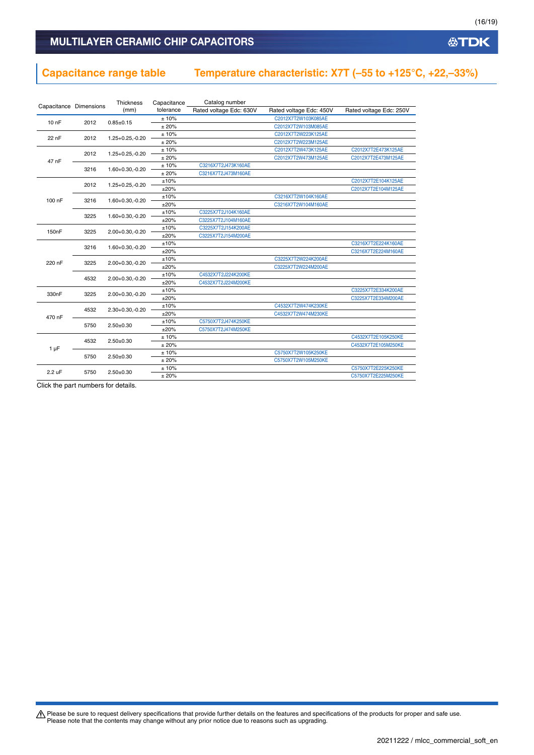## Capacitance range table     Temperature characteristic: X7T (–55 to +125°C, +22,–33%)

| Capacitance | Dimensions | Thickness (mm) | Capacitance tolerance | Catalog number Rated voltage Edc: 630V | Rated voltage Edc: 450V | Rated voltage Edc: 250V |
|---|---|---|---|---|---|---|
| 10 nF | 2012 | 0.85±0.15 | ± 10% | | C2012X7T2W103K085AE | |
| | | | ± 20% | | C2012X7T2W103M085AE | |
| 22 nF | 2012 | 1.25+0.25,-0.20 | ± 10% | | C2012X7T2W223K125AE | |
| | | | ± 20% | | C2012X7T2W223M125AE | |
| 47 nF | 2012 | 1.25+0.25,-0.20 | ± 10% | | C2012X7T2W473K125AE | C2012X7T2E473K125AE |
| | | | ± 20% | | C2012X7T2W473M125AE | C2012X7T2E473M125AE |
| | 3216 | 1.60+0.30,-0.20 | ± 10% | C3216X7T2J473K160AE | | |
| | | | ± 20% | C3216X7T2J473M160AE | | |
| 100 nF | 2012 | 1.25+0.25,-0.20 | ±10% | | | C2012X7T2E104K125AE |
| | | | ±20% | | | C2012X7T2E104M125AE |
| | 3216 | 1.60+0.30,-0.20 | ±10% | | C3216X7T2W104K160AE | |
| | | | ±20% | | C3216X7T2W104M160AE | |
| | 3225 | 1.60+0.30,-0.20 | ±10% | C3225X7T2J104K160AE | | |
| | | | ±20% | C3225X7T2J104M160AE | | |
| 150nF | 3225 | 2.00+0.30,-0.20 | ±10% | C3225X7T2J154K200AE | | |
| | | | ±20% | C3225X7T2J154M200AE | | |
| 220 nF | 3216 | 1.60+0.30,-0.20 | ±10% | | | C3216X7T2E224K160AE |
| | | | ±20% | | | C3216X7T2E224M160AE |
| | 3225 | 2.00+0.30,-0.20 | ±10% | | C3225X7T2W224K200AE | |
| | | | ±20% | | C3225X7T2W224M200AE | |
| | 4532 | 2.00+0.30,-0.20 | ±10% | C4532X7T2J224K200KE | | |
| | | | ±20% | C4532X7T2J224M200KE | | |
| 330nF | 3225 | 2.00+0.30,-0.20 | ±10% | | | C3225X7T2E334K200AE |
| | | | ±20% | | | C3225X7T2E334M200AE |
| 470 nF | 4532 | 2.30+0.30,-0.20 | ±10% | | C4532X7T2W474K230KE | |
| | | | ±20% | | C4532X7T2W474M230KE | |
| | 5750 | 2.50±0.30 | ±10% | C5750X7T2J474K250KE | | |
| | | | ±20% | C5750X7T2J474M250KE | | |
| 1 µF | 4532 | 2.50±0.30 | ± 10% | | | C4532X7T2E105K250KE |
| | | | ± 20% | | | C4532X7T2E105M250KE |
| | 5750 | 2.50±0.30 | ± 10% | | C5750X7T2W105K250KE | |
| | | | ± 20% | | C5750X7T2W105M250KE | |
| 2.2 uF | 5750 | 2.50±0.30 | ± 10% | | | C5750X7T2E225K250KE |
| | | | ± 20% | | | C5750X7T2E225M250KE |

Click the part numbers for details.

⚠ Please be sure to request delivery specifications that provide further details on the features and specifications of the products for proper and safe use.
Please note that the contents may change without any prior notice due to reasons such as upgrading.

20211222 / mlcc_commercial_soft_en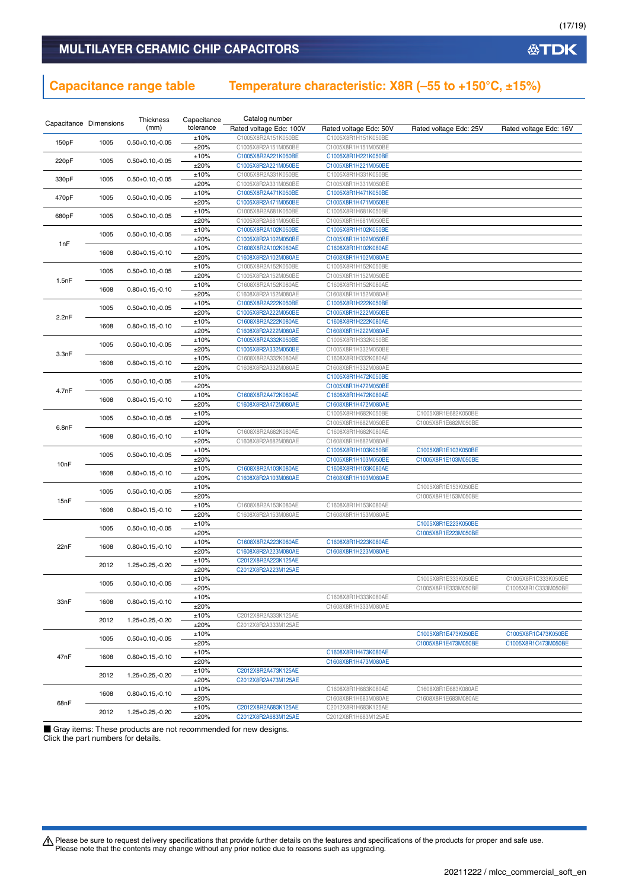## MULTILAYER CERAMIC CHIP CAPACITORS

## Capacitance range table Temperature characteristic: X8R (–55 to +150°C, ±15%)

| Capacitance | Dimensions | Thickness (mm) | Capacitance tolerance | Catalog number | | | |
|---|---|---|---|---|---|---|---|
| | | | | Rated voltage Edc: 100V | Rated voltage Edc: 50V | Rated voltage Edc: 25V | Rated voltage Edc: 16V |
| 150pF | 1005 | 0.50+0.10,-0.05 | ±10% | C1005X8R2A151K050BE | C1005X8R1H151K050BE | | |
| | | | ±20% | C1005X8R2A151M050BE | C1005X8R1H151M050BE | | |
| 220pF | 1005 | 0.50+0.10,-0.05 | ±10% | C1005X8R2A221K050BE | C1005X8R1H221K050BE | | |
| | | | ±20% | C1005X8R2A221M050BE | C1005X8R1H221M050BE | | |
| 330pF | 1005 | 0.50+0.10,-0.05 | ±10% | C1005X8R2A331K050BE | C1005X8R1H331K050BE | | |
| | | | ±20% | C1005X8R2A331M050BE | C1005X8R1H331M050BE | | |
| 470pF | 1005 | 0.50+0.10,-0.05 | ±10% | C1005X8R2A471K050BE | C1005X8R1H471K050BE | | |
| | | | ±20% | C1005X8R2A471M050BE | C1005X8R1H471M050BE | | |
| 680pF | 1005 | 0.50+0.10,-0.05 | ±10% | C1005X8R2A681K050BE | C1005X8R1H681K050BE | | |
| | | | ±20% | C1005X8R2A681M050BE | C1005X8R1H681M050BE | | |
| 1nF | 1005 | 0.50+0.10,-0.05 | ±10% | C1005X8R2A102K050BE | C1005X8R1H102K050BE | | |
| | | | ±20% | C1005X8R2A102M050BE | C1005X8R1H102M050BE | | |
| | 1608 | 0.80+0.15,-0.10 | ±10% | C1608X8R2A102K080AE | C1608X8R1H102K080AE | | |
| | | | ±20% | C1608X8R2A102M080AE | C1608X8R1H102M080AE | | |
| 1.5nF | 1005 | 0.50+0.10,-0.05 | ±10% | C1005X8R2A152K050BE | C1005X8R1H152K050BE | | |
| | | | ±20% | C1005X8R2A152M050BE | C1005X8R1H152M050BE | | |
| | 1608 | 0.80+0.15,-0.10 | ±10% | C1608X8R2A152K080AE | C1608X8R1H152K080AE | | |
| | | | ±20% | C1608X8R2A152M080AE | C1608X8R1H152M080AE | | |
| 2.2nF | 1005 | 0.50+0.10,-0.05 | ±10% | C1005X8R2A222K050BE | C1005X8R1H222K050BE | | |
| | | | ±20% | C1005X8R2A222M050BE | C1005X8R1H222M050BE | | |
| | 1608 | 0.80+0.15,-0.10 | ±10% | C1608X8R2A222K080AE | C1608X8R1H222K080AE | | |
| | | | ±20% | C1608X8R2A222M080AE | C1608X8R1H222M080AE | | |
| 3.3nF | 1005 | 0.50+0.10,-0.05 | ±10% | C1005X8R2A332K050BE | C1005X8R1H332K050BE | | |
| | | | ±20% | C1005X8R2A332M050BE | C1005X8R1H332M050BE | | |
| | 1608 | 0.80+0.15,-0.10 | ±10% | C1608X8R2A332K080AE | C1608X8R1H332K080AE | | |
| | | | ±20% | C1608X8R2A332M080AE | C1608X8R1H332M080AE | | |
| 4.7nF | 1005 | 0.50+0.10,-0.05 | ±10% | | C1005X8R1H472K050BE | | |
| | | | ±20% | | C1005X8R1H472M050BE | | |
| | 1608 | 0.80+0.15,-0.10 | ±10% | C1608X8R2A472K080AE | C1608X8R1H472K080AE | | |
| | | | ±20% | C1608X8R2A472M080AE | C1608X8R1H472M080AE | | |
| 6.8nF | 1005 | 0.50+0.10,-0.05 | ±10% | | C1005X8R1H682K050BE | C1005X8R1E682K050BE | |
| | | | ±20% | | C1005X8R1H682M050BE | C1005X8R1E682M050BE | |
| | 1608 | 0.80+0.15,-0.10 | ±10% | C1608X8R2A682K080AE | C1608X8R1H682K080AE | | |
| | | | ±20% | C1608X8R2A682M080AE | C1608X8R1H682M080AE | | |
| 10nF | 1005 | 0.50+0.10,-0.05 | ±10% | | C1005X8R1H103K050BE | C1005X8R1E103K050BE | |
| | | | ±20% | | C1005X8R1H103M050BE | C1005X8R1E103M050BE | |
| | 1608 | 0.80+0.15,-0.10 | ±10% | C1608X8R2A103K080AE | C1608X8R1H103K080AE | | |
| | | | ±20% | C1608X8R2A103M080AE | C1608X8R1H103M080AE | | |
| 15nF | 1005 | 0.50+0.10,-0.05 | ±10% | | | C1005X8R1E153K050BE | |
| | | | ±20% | | | C1005X8R1E153M050BE | |
| | 1608 | 0.80+0.15,-0.10 | ±10% | C1608X8R2A153K080AE | C1608X8R1H153K080AE | | |
| | | | ±20% | C1608X8R2A153M080AE | C1608X8R1H153M080AE | | |
| 22nF | 1005 | 0.50+0.10,-0.05 | ±10% | | | C1005X8R1E223K050BE | |
| | | | ±20% | | | C1005X8R1E223M050BE | |
| | 1608 | 0.80+0.15,-0.10 | ±10% | C1608X8R2A223K080AE | C1608X8R1H223K080AE | | |
| | | | ±20% | C1608X8R2A223M080AE | C1608X8R1H223M080AE | | |
| | 2012 | 1.25+0.25,-0.20 | ±10% | C2012X8R2A223K125AE | | | |
| | | | ±20% | C2012X8R2A223M125AE | | | |
| 33nF | 1005 | 0.50+0.10,-0.05 | ±10% | | | C1005X8R1E333K050BE | C1005X8R1C333K050BE |
| | | | ±20% | | | C1005X8R1E333M050BE | C1005X8R1C333M050BE |
| | 1608 | 0.80+0.15,-0.10 | ±10% | | C1608X8R1H333K080AE | | |
| | | | ±20% | | C1608X8R1H333M080AE | | |
| | 2012 | 1.25+0.25,-0.20 | ±10% | C2012X8R2A333K125AE | | | |
| | | | ±20% | C2012X8R2A333M125AE | | | |
| 47nF | 1005 | 0.50+0.10,-0.05 | ±10% | | | C1005X8R1E473K050BE | C1005X8R1C473K050BE |
| | | | ±20% | | | C1005X8R1E473M050BE | C1005X8R1C473M050BE |
| | 1608 | 0.80+0.15,-0.10 | ±10% | | C1608X8R1H473K080AE | | |
| | | | ±20% | | C1608X8R1H473M080AE | | |
| | 2012 | 1.25+0.25,-0.20 | ±10% | C2012X8R2A473K125AE | | | |
| | | | ±20% | C2012X8R2A473M125AE | | | |
| 68nF | 1608 | 0.80+0.15,-0.10 | ±10% | | C1608X8R1H683K080AE | C1608X8R1E683K080AE | |
| | | | ±20% | | C1608X8R1H683M080AE | C1608X8R1E683M080AE | |
| | 2012 | 1.25+0.25,-0.20 | ±10% | C2012X8R2A683K125AE | C2012X8R1H683K125AE | | |
| | | | ±20% | C2012X8R2A683M125AE | C2012X8R1H683M125AE | | |

■ Gray items: These products are not recommended for new designs.
Click the part numbers for details.

⚠ Please be sure to request delivery specifications that provide further details on the features and specifications of the products for proper and safe use.
Please note that the contents may change without any prior notice due to reasons such as upgrading.

20211222 / mlcc_commercial_soft_en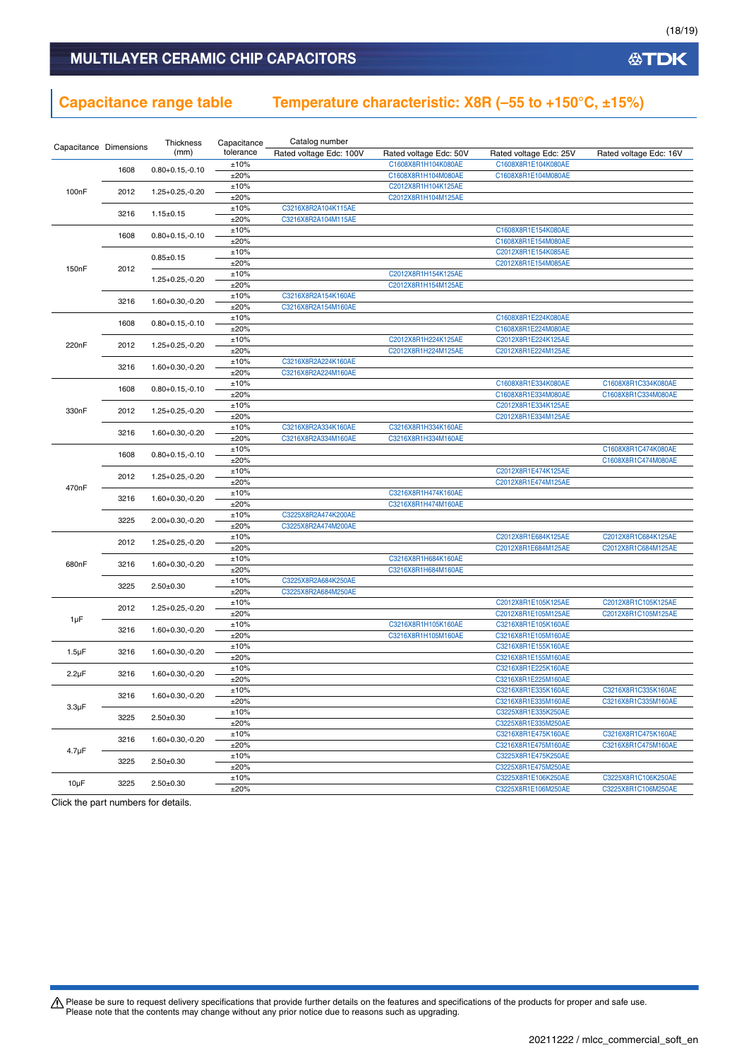## Capacitance range table Temperature characteristic: X8R (–55 to +150°C, ±15%)

| Capacitance | Dimensions | Thickness (mm) | Capacitance tolerance | Catalog number Rated voltage Edc: 100V | Rated voltage Edc: 50V | Rated voltage Edc: 25V | Rated voltage Edc: 16V |
|---|---|---|---|---|---|---|---|
| 100nF | 1608 | 0.80+0.15,-0.10 | ±10% | | C1608X8R1H104K080AE | C1608X8R1E104K080AE | |
| | | | ±20% | | C1608X8R1H104M080AE | C1608X8R1E104M080AE | |
| | 2012 | 1.25+0.25,-0.20 | ±10% | | C2012X8R1H104K125AE | | |
| | | | ±20% | | C2012X8R1H104M125AE | | |
| | 3216 | 1.15±0.15 | ±10% | C3216X8R2A104K115AE | | | |
| | | | ±20% | C3216X8R2A104M115AE | | | |
| 150nF | 1608 | 0.80+0.15,-0.10 | ±10% | | | C1608X8R1E154K080AE | |
| | | | ±20% | | | C1608X8R1E154M080AE | |
| | 2012 | 0.85±0.15 | ±10% | | | C2012X8R1E154K085AE | |
| | | | ±20% | | | C2012X8R1E154M085AE | |
| | | 1.25+0.25,-0.20 | ±10% | | C2012X8R1H154K125AE | | |
| | | | ±20% | | C2012X8R1H154M125AE | | |
| | 3216 | 1.60+0.30,-0.20 | ±10% | C3216X8R2A154K160AE | | | |
| | | | ±20% | C3216X8R2A154M160AE | | | |
| 220nF | 1608 | 0.80+0.15,-0.10 | ±10% | | | C1608X8R1E224K080AE | |
| | | | ±20% | | | C1608X8R1E224M080AE | |
| | 2012 | 1.25+0.25,-0.20 | ±10% | | C2012X8R1H224K125AE | C2012X8R1E224K125AE | |
| | | | ±20% | | C2012X8R1H224M125AE | C2012X8R1E224M125AE | |
| | 3216 | 1.60+0.30,-0.20 | ±10% | C3216X8R2A224K160AE | | | |
| | | | ±20% | C3216X8R2A224M160AE | | | |
| 330nF | 1608 | 0.80+0.15,-0.10 | ±10% | | | C1608X8R1E334K080AE | C1608X8R1C334K080AE |
| | | | ±20% | | | C1608X8R1E334M080AE | C1608X8R1C334M080AE |
| | 2012 | 1.25+0.25,-0.20 | ±10% | | | C2012X8R1E334K125AE | |
| | | | ±20% | | | C2012X8R1E334M125AE | |
| | 3216 | 1.60+0.30,-0.20 | ±10% | C3216X8R2A334K160AE | C3216X8R1H334K160AE | | |
| | | | ±20% | C3216X8R2A334M160AE | C3216X8R1H334M160AE | | |
| 470nF | 1608 | 0.80+0.15,-0.10 | ±10% | | | | C1608X8R1C474K080AE |
| | | | ±20% | | | | C1608X8R1C474M080AE |
| | 2012 | 1.25+0.25,-0.20 | ±10% | | | C2012X8R1E474K125AE | |
| | | | ±20% | | | C2012X8R1E474M125AE | |
| | 3216 | 1.60+0.30,-0.20 | ±10% | | C3216X8R1H474K160AE | | |
| | | | ±20% | | C3216X8R1H474M160AE | | |
| | 3225 | 2.00+0.30,-0.20 | ±10% | C3225X8R2A474K200AE | | | |
| | | | ±20% | C3225X8R2A474M200AE | | | |
| 680nF | 2012 | 1.25+0.25,-0.20 | ±10% | | | C2012X8R1E684K125AE | C2012X8R1C684K125AE |
| | | | ±20% | | | C2012X8R1E684M125AE | C2012X8R1C684M125AE |
| | 3216 | 1.60+0.30,-0.20 | ±10% | | C3216X8R1H684K160AE | | |
| | | | ±20% | | C3216X8R1H684M160AE | | |
| | 3225 | 2.50±0.30 | ±10% | C3225X8R2A684K250AE | | | |
| | | | ±20% | C3225X8R2A684M250AE | | | |
| 1μF | 2012 | 1.25+0.25,-0.20 | ±10% | | | C2012X8R1E105K125AE | C2012X8R1C105K125AE |
| | | | ±20% | | | C2012X8R1E105M125AE | C2012X8R1C105M125AE |
| | 3216 | 1.60+0.30,-0.20 | ±10% | | C3216X8R1H105K160AE | C3216X8R1E105K160AE | |
| | | | ±20% | | C3216X8R1H105M160AE | C3216X8R1E105M160AE | |
| 1.5μF | 3216 | 1.60+0.30,-0.20 | ±10% | | | C3216X8R1E155K160AE | |
| | | | ±20% | | | C3216X8R1E155M160AE | |
| 2.2μF | 3216 | 1.60+0.30,-0.20 | ±10% | | | C3216X8R1E225K160AE | |
| | | | ±20% | | | C3216X8R1E225M160AE | |
| 3.3μF | 3216 | 1.60+0.30,-0.20 | ±10% | | | C3216X8R1E335K160AE | C3216X8R1C335K160AE |
| | | | ±20% | | | C3216X8R1E335M160AE | C3216X8R1C335M160AE |
| | 3225 | 2.50±0.30 | ±10% | | | C3225X8R1E335K250AE | |
| | | | ±20% | | | C3225X8R1E335M250AE | |
| 4.7μF | 3216 | 1.60+0.30,-0.20 | ±10% | | | C3216X8R1E475K160AE | C3216X8R1C475K160AE |
| | | | ±20% | | | C3216X8R1E475M160AE | C3216X8R1C475M160AE |
| | 3225 | 2.50±0.30 | ±10% | | | C3225X8R1E475K250AE | |
| | | | ±20% | | | C3225X8R1E475M250AE | |
| 10μF | 3225 | 2.50±0.30 | ±10% | | | C3225X8R1E106K250AE | C3225X8R1C106K250AE |
| | | | ±20% | | | C3225X8R1E106M250AE | C3225X8R1C106M250AE |

Click the part numbers for details.

⚠ Please be sure to request delivery specifications that provide further details on the features and specifications of the products for proper and safe use.
Please note that the contents may change without any prior notice due to reasons such as upgrading.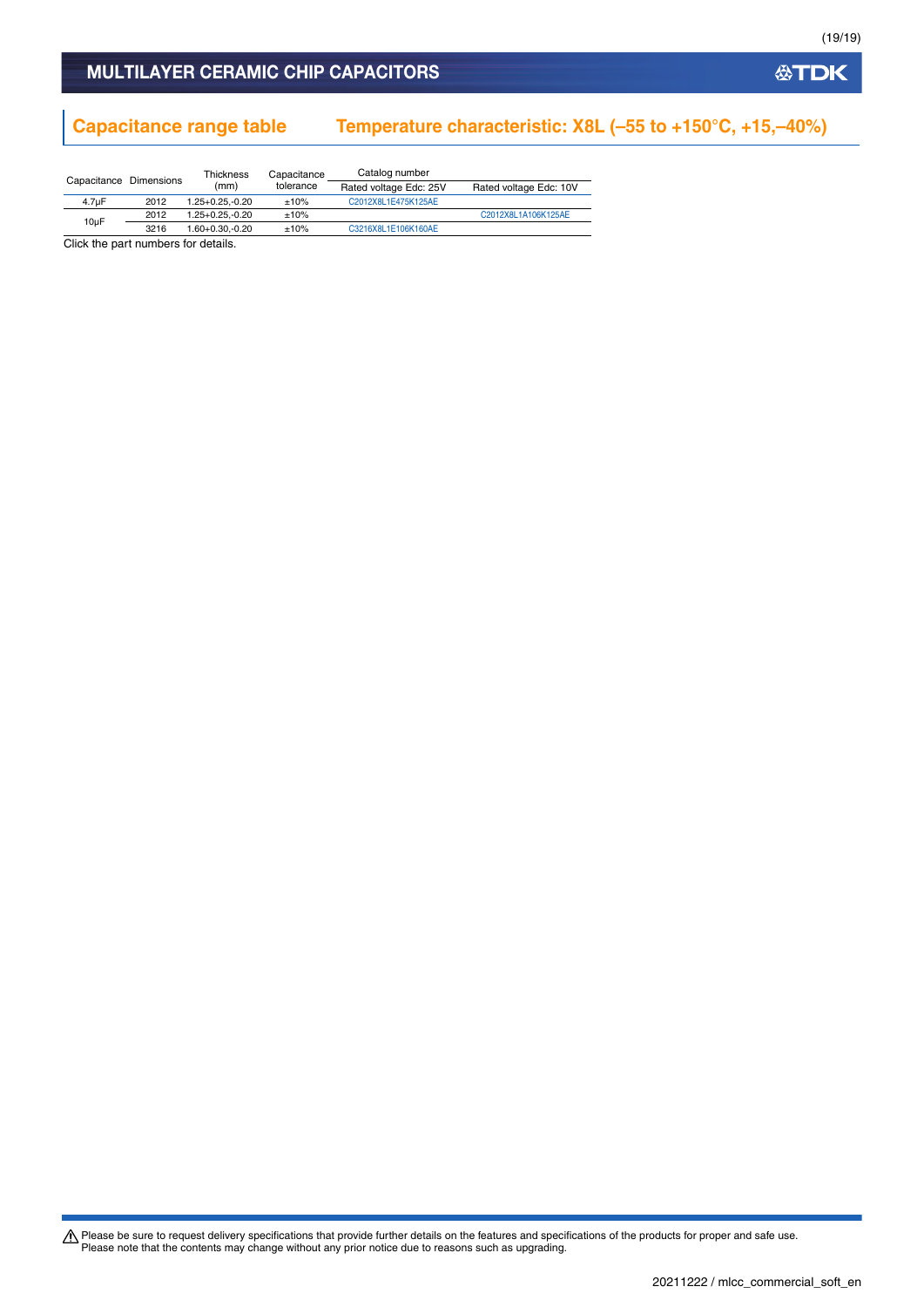## Capacitance range table     Temperature characteristic: X8L (–55 to +150°C, +15,–40%)

| Capacitance | Dimensions | Thickness (mm) | Capacitance tolerance | Catalog number | |
|---|---|---|---|---|---|
| | | | | Rated voltage Edc: 25V | Rated voltage Edc: 10V |
| 4.7µF | 2012 | 1.25+0.25,-0.20 | ±10% | C2012X8L1E475K125AE | |
| 10µF | 2012 | 1.25+0.25,-0.20 | ±10% | | C2012X8L1A106K125AE |
| | 3216 | 1.60+0.30,-0.20 | ±10% | C3216X8L1E106K160AE | |

Click the part numbers for details.

⚠ Please be sure to request delivery specifications that provide further details on the features and specifications of the products for proper and safe use.
Please note that the contents may change without any prior notice due to reasons such as upgrading.